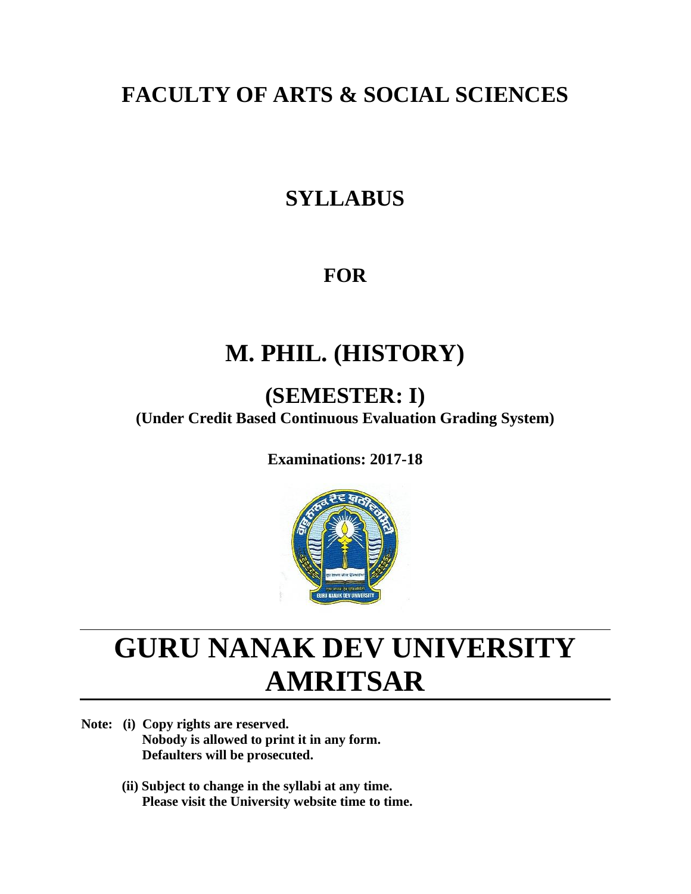# FACULTY OF ARTS & SOCIAL SCIENCES

## SYLLABUS

## FOR

# M. PHIL. (HISTORY)

## (SEMESTER: I)

**(Under Credit Based Continuous Evaluation Grading System)**

**Examinations: 2017-18**

# GURU NANAK DEV UNIVERSITY AMRITSAR

**Note: (i) Copy rights are reserved.**
**Nobody is allowed to print it in any form.**
**Defaulters will be prosecuted.**

**(ii) Subject to change in the syllabi at any time.**
**Please visit the University website time to time.**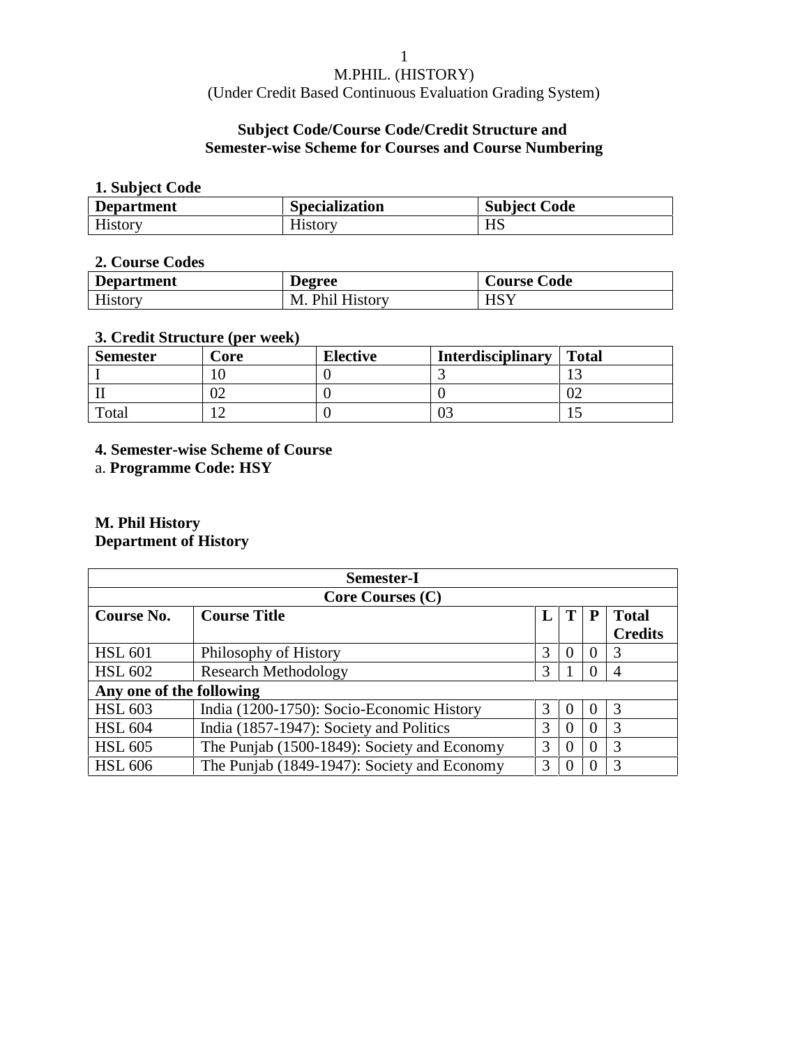# M.PHIL. (HISTORY)

(Under Credit Based Continuous Evaluation Grading System)

## Subject Code/Course Code/Credit Structure and Semester-wise Scheme for Courses and Course Numbering

**1. Subject Code**

| Department | Specialization | Subject Code |
|---|---|---|
| History | History | HS |

**2. Course Codes**

| Department | Degree | Course Code |
|---|---|---|
| History | M. Phil History | HSY |

**3. Credit Structure (per week)**

| Semester | Core | Elective | Interdisciplinary | Total |
|---|---|---|---|---|
| I | 10 | 0 | 3 | 13 |
| II | 02 | 0 | 0 | 02 |
| Total | 12 | 0 | 03 | 15 |

**4. Semester-wise Scheme of Course**

a. **Programme Code: HSY**

**M. Phil History**
**Department of History**

| Semester-I | | | | | |
|---|---|---|---|---|---|
| **Core Courses (C)** | | | | | |
| **Course No.** | **Course Title** | **L** | **T** | **P** | **Total Credits** |
| HSL 601 | Philosophy of History | 3 | 0 | 0 | 3 |
| HSL 602 | Research Methodology | 3 | 1 | 0 | 4 |
| **Any one of the following** | | | | | |
| HSL 603 | India (1200-1750): Socio-Economic History | 3 | 0 | 0 | 3 |
| HSL 604 | India (1857-1947): Society and Politics | 3 | 0 | 0 | 3 |
| HSL 605 | The Punjab (1500-1849): Society and Economy | 3 | 0 | 0 | 3 |
| HSL 606 | The Punjab (1849-1947): Society and Economy | 3 | 0 | 0 | 3 |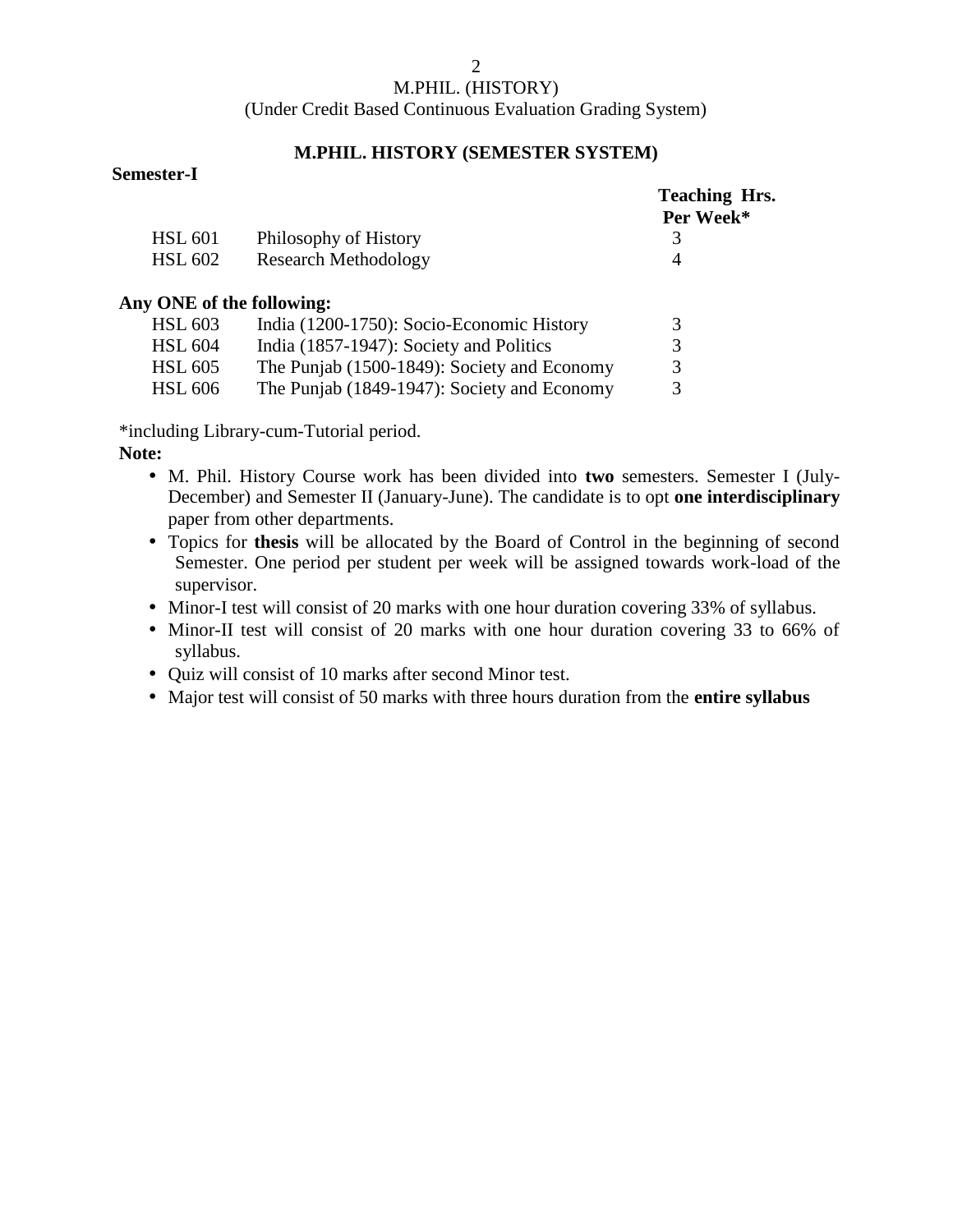# M.PHIL. (HISTORY)

(Under Credit Based Continuous Evaluation Grading System)

## M.PHIL. HISTORY (SEMESTER SYSTEM)

**Semester-I**

| | | **Teaching Hrs. Per Week*** |
|---|---|---|
| HSL 601 | Philosophy of History | 3 |
| HSL 602 | Research Methodology | 4 |

**Any ONE of the following:**

| | | |
|---|---|---|
| HSL 603 | India (1200-1750): Socio-Economic History | 3 |
| HSL 604 | India (1857-1947): Society and Politics | 3 |
| HSL 605 | The Punjab (1500-1849): Society and Economy | 3 |
| HSL 606 | The Punjab (1849-1947): Society and Economy | 3 |

*including Library-cum-Tutorial period.

**Note:**

- M. Phil. History Course work has been divided into **two** semesters. Semester I (July-December) and Semester II (January-June). The candidate is to opt **one interdisciplinary** paper from other departments.
- Topics for **thesis** will be allocated by the Board of Control in the beginning of second Semester. One period per student per week will be assigned towards work-load of the supervisor.
- Minor-I test will consist of 20 marks with one hour duration covering 33% of syllabus.
- Minor-II test will consist of 20 marks with one hour duration covering 33 to 66% of syllabus.
- Quiz will consist of 10 marks after second Minor test.
- Major test will consist of 50 marks with three hours duration from the **entire syllabus**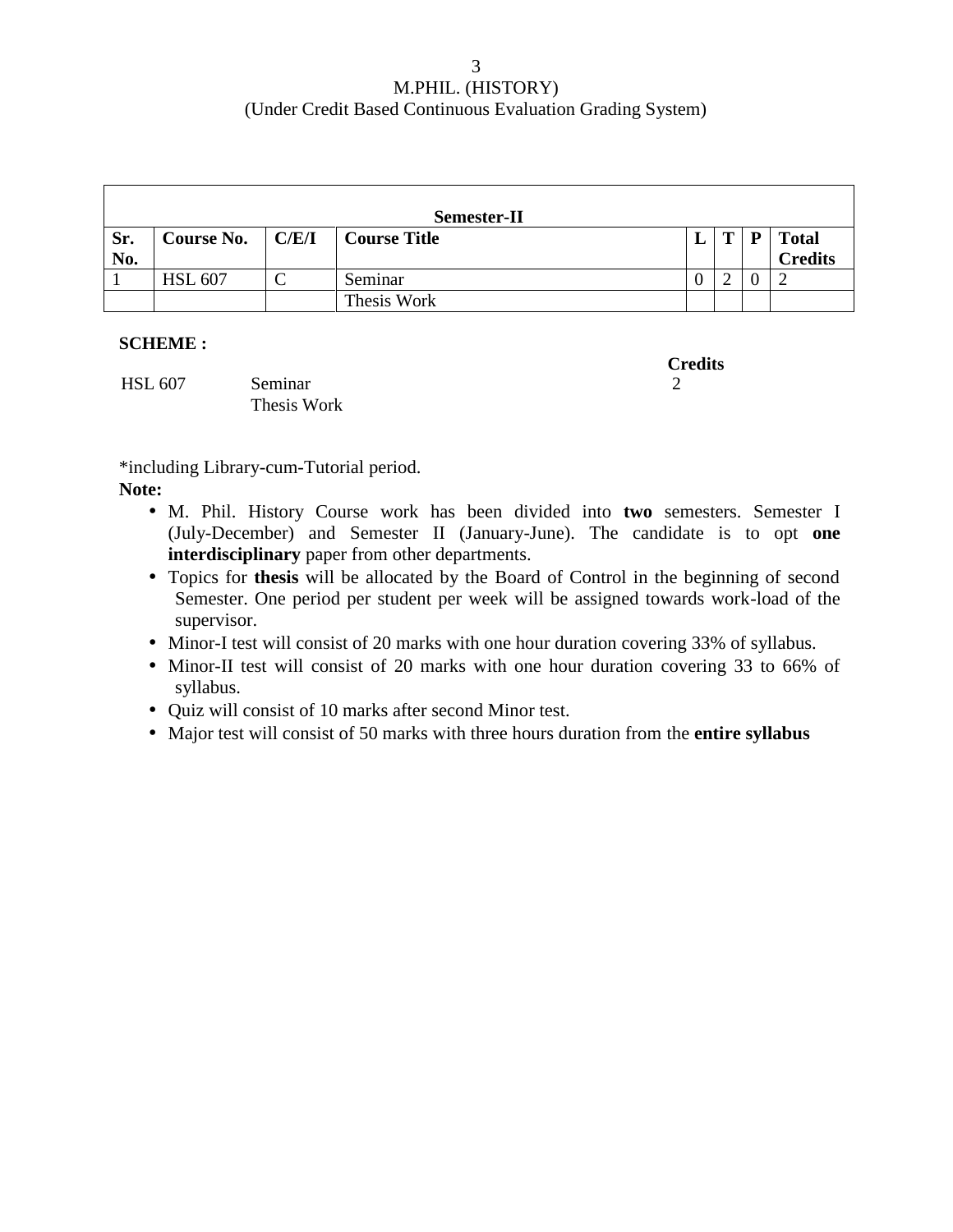# M.PHIL. (HISTORY)

(Under Credit Based Continuous Evaluation Grading System)

| Semester-II | | | | | | | |
|---|---|---|---|---|---|---|---|
| **Sr. No.** | **Course No.** | **C/E/I** | **Course Title** | **L** | **T** | **P** | **Total Credits** |
| 1 | HSL 607 | C | Seminar | 0 | 2 | 0 | 2 |
| | | | Thesis Work | | | | |

**SCHEME :**

| | | **Credits** |
|---|---|---|
| HSL 607 | Seminar | 2 |
| | Thesis Work | |

*including Library-cum-Tutorial period.

**Note:**

- M. Phil. History Course work has been divided into **two** semesters. Semester I (July-December) and Semester II (January-June). The candidate is to opt **one interdisciplinary** paper from other departments.
- Topics for **thesis** will be allocated by the Board of Control in the beginning of second Semester. One period per student per week will be assigned towards work-load of the supervisor.
- Minor-I test will consist of 20 marks with one hour duration covering 33% of syllabus.
- Minor-II test will consist of 20 marks with one hour duration covering 33 to 66% of syllabus.
- Quiz will consist of 10 marks after second Minor test.
- Major test will consist of 50 marks with three hours duration from the **entire syllabus**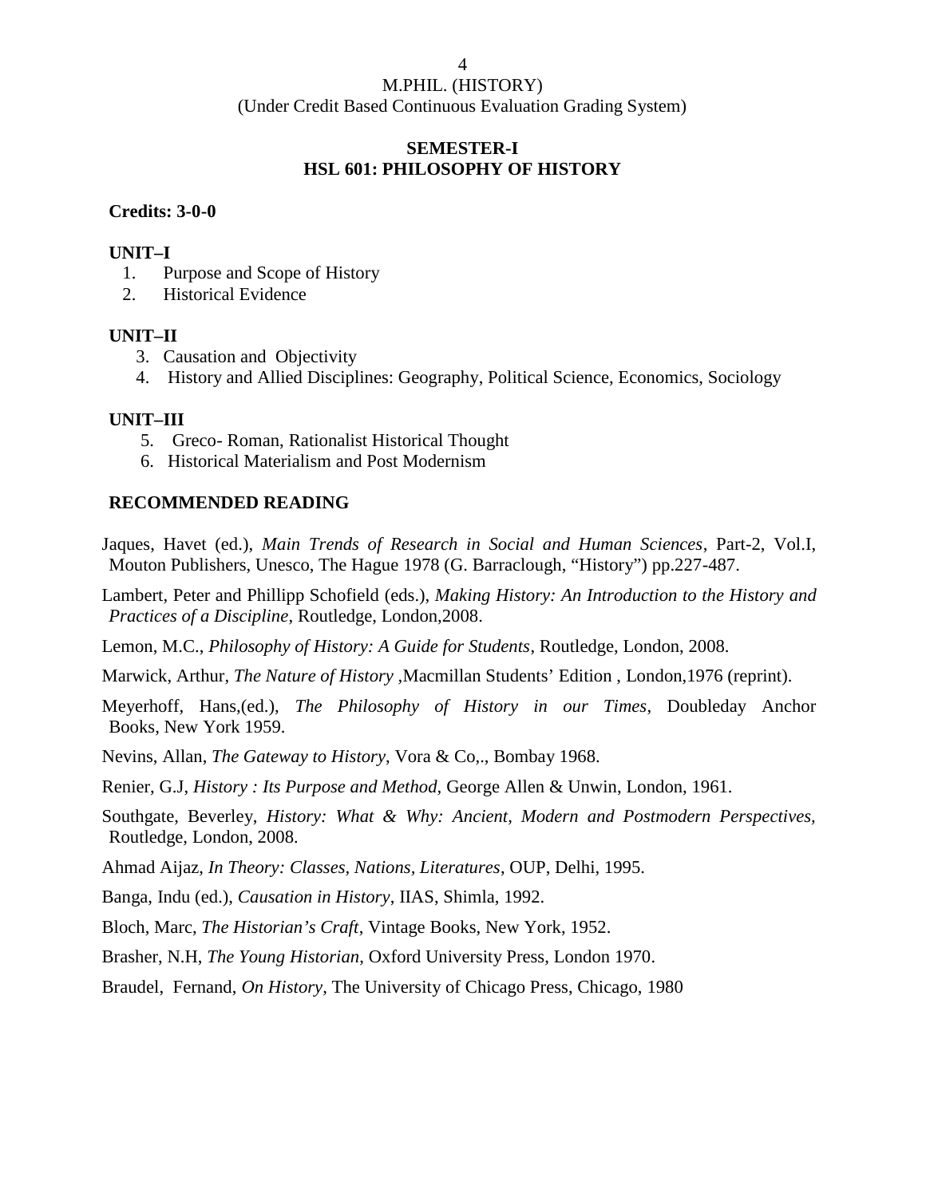# M.PHIL. (HISTORY)

(Under Credit Based Continuous Evaluation Grading System)

## SEMESTER-I

## HSL 601: PHILOSOPHY OF HISTORY

**Credits: 3-0-0**

**UNIT–I**

1. Purpose and Scope of History
2. Historical Evidence

**UNIT–II**

3. Causation and Objectivity
4. History and Allied Disciplines: Geography, Political Science, Economics, Sociology

**UNIT–III**

5. Greco- Roman, Rationalist Historical Thought
6. Historical Materialism and Post Modernism

**RECOMMENDED READING**

Jaques, Havet (ed.), *Main Trends of Research in Social and Human Sciences*, Part-2, Vol.I, Mouton Publishers, Unesco, The Hague 1978 (G. Barraclough, "History") pp.227-487.

Lambert, Peter and Phillipp Schofield (eds.), *Making History: An Introduction to the History and Practices of a Discipline*, Routledge, London,2008.

Lemon, M.C., *Philosophy of History: A Guide for Students*, Routledge, London, 2008.

Marwick, Arthur, *The Nature of History* ,Macmillan Students' Edition , London,1976 (reprint).

Meyerhoff, Hans,(ed.), *The Philosophy of History in our Times*, Doubleday Anchor Books, New York 1959.

Nevins, Allan, *The Gateway to History*, Vora & Co,., Bombay 1968.

Renier, G.J, *History : Its Purpose and Method*, George Allen & Unwin, London, 1961.

Southgate, Beverley, *History: What & Why: Ancient, Modern and Postmodern Perspectives*, Routledge, London, 2008.

Ahmad Aijaz, *In Theory: Classes, Nations, Literatures*, OUP, Delhi, 1995.

Banga, Indu (ed.), *Causation in History*, IIAS, Shimla, 1992.

Bloch, Marc, *The Historian's Craft*, Vintage Books, New York, 1952.

Brasher, N.H, *The Young Historian*, Oxford University Press, London 1970.

Braudel, Fernand, *On History*, The University of Chicago Press, Chicago, 1980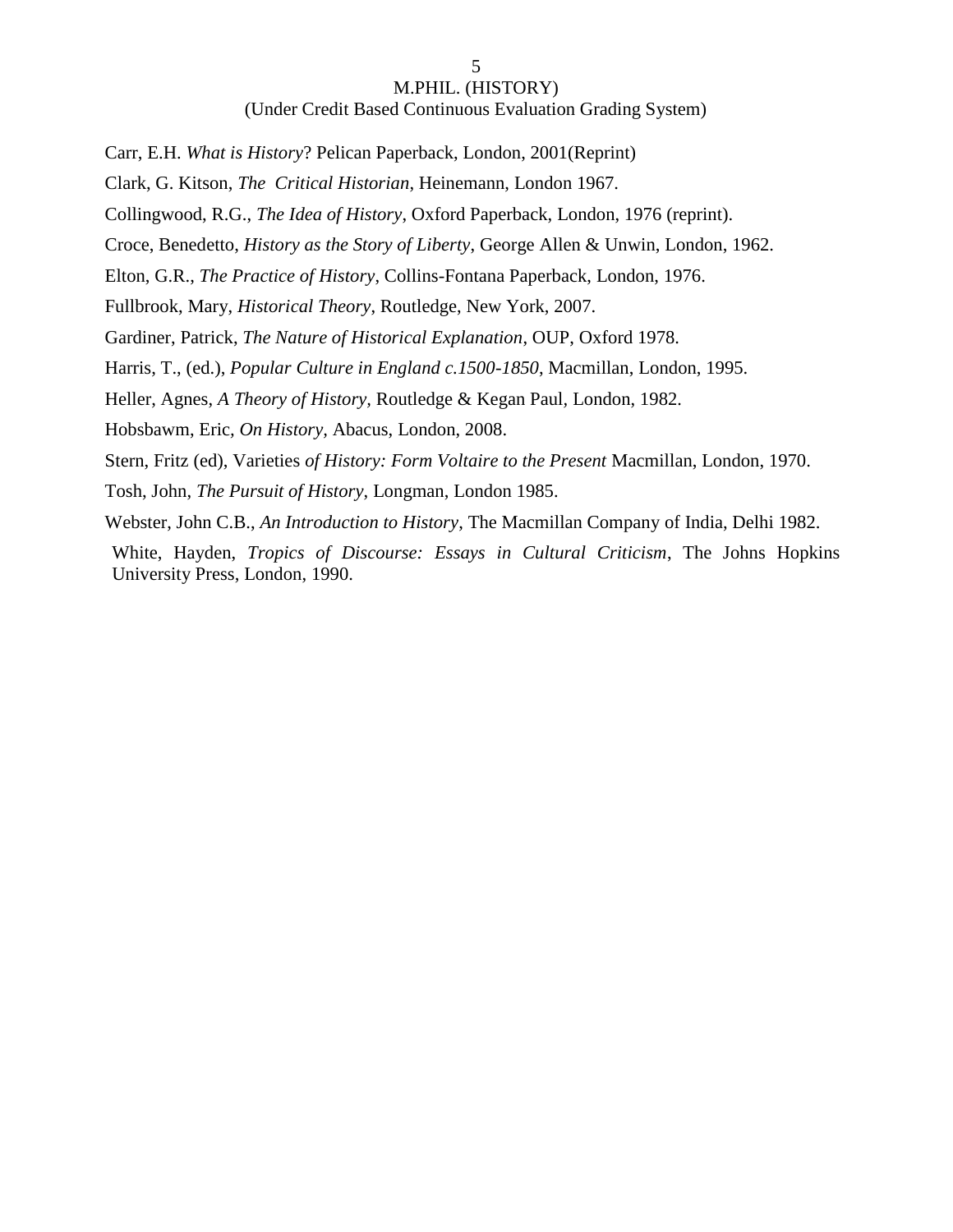Carr, E.H. *What is History*? Pelican Paperback, London, 2001(Reprint)

Clark, G. Kitson, *The Critical Historian*, Heinemann, London 1967.

Collingwood, R.G., *The Idea of History*, Oxford Paperback, London, 1976 (reprint).

Croce, Benedetto, *History as the Story of Liberty*, George Allen & Unwin, London, 1962.

Elton, G.R., *The Practice of History*, Collins-Fontana Paperback, London, 1976.

Fullbrook, Mary, *Historical Theory*, Routledge, New York, 2007.

Gardiner, Patrick, *The Nature of Historical Explanation*, OUP, Oxford 1978.

Harris, T., (ed.), *Popular Culture in England c.1500-1850*, Macmillan, London, 1995.

Heller, Agnes, *A Theory of History*, Routledge & Kegan Paul, London, 1982.

Hobsbawm, Eric, *On History*, Abacus, London, 2008.

Stern, Fritz (ed), Varieties *of History: Form Voltaire to the Present* Macmillan, London, 1970.

Tosh, John, *The Pursuit of History*, Longman, London 1985.

Webster, John C.B., *An Introduction to History*, The Macmillan Company of India, Delhi 1982.

White, Hayden, *Tropics of Discourse: Essays in Cultural Criticism*, The Johns Hopkins University Press, London, 1990.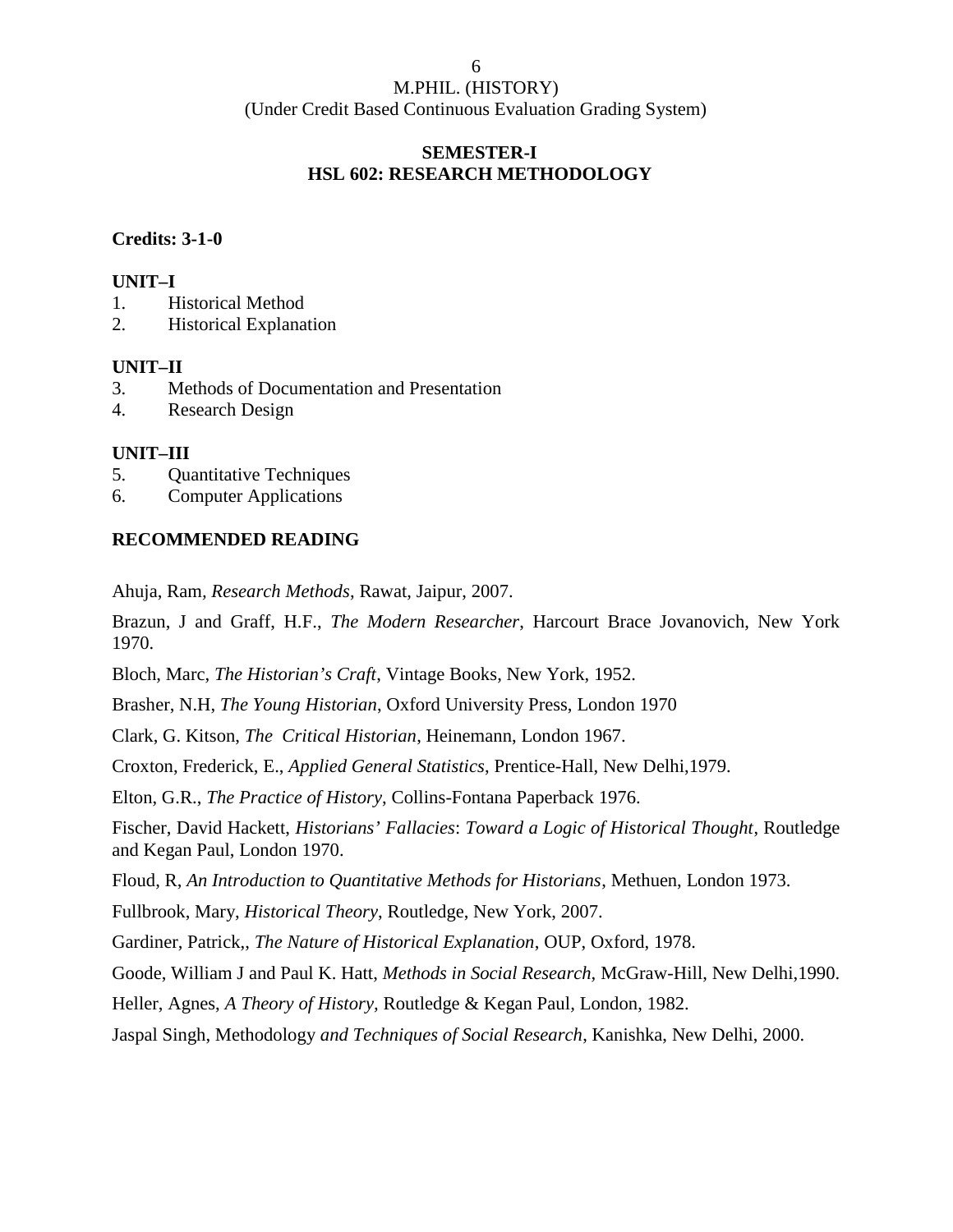M.PHIL. (HISTORY)
(Under Credit Based Continuous Evaluation Grading System)

## SEMESTER-I
## HSL 602: RESEARCH METHODOLOGY

**Credits: 3-1-0**

**UNIT–I**

1. Historical Method
2. Historical Explanation

**UNIT–II**

3. Methods of Documentation and Presentation
4. Research Design

**UNIT–III**

5. Quantitative Techniques
6. Computer Applications

**RECOMMENDED READING**

Ahuja, Ram, *Research Methods*, Rawat, Jaipur, 2007.

Brazun, J and Graff, H.F., *The Modern Researcher*, Harcourt Brace Jovanovich, New York 1970.

Bloch, Marc, *The Historian's Craft*, Vintage Books, New York, 1952.

Brasher, N.H, *The Young Historian*, Oxford University Press, London 1970

Clark, G. Kitson, *The Critical Historian*, Heinemann, London 1967.

Croxton, Frederick, E., *Applied General Statistics*, Prentice-Hall, New Delhi,1979.

Elton, G.R., *The Practice of History*, Collins-Fontana Paperback 1976.

Fischer, David Hackett, *Historians' Fallacies*: *Toward a Logic of Historical Thought*, Routledge and Kegan Paul, London 1970.

Floud, R, *An Introduction to Quantitative Methods for Historians*, Methuen, London 1973.

Fullbrook, Mary, *Historical Theory*, Routledge, New York, 2007.

Gardiner, Patrick,, *The Nature of Historical Explanation*, OUP, Oxford, 1978.

Goode, William J and Paul K. Hatt, *Methods in Social Research*, McGraw-Hill, New Delhi,1990.

Heller, Agnes, *A Theory of History*, Routledge & Kegan Paul, London, 1982.

Jaspal Singh, Methodology *and Techniques of Social Research*, Kanishka, New Delhi, 2000.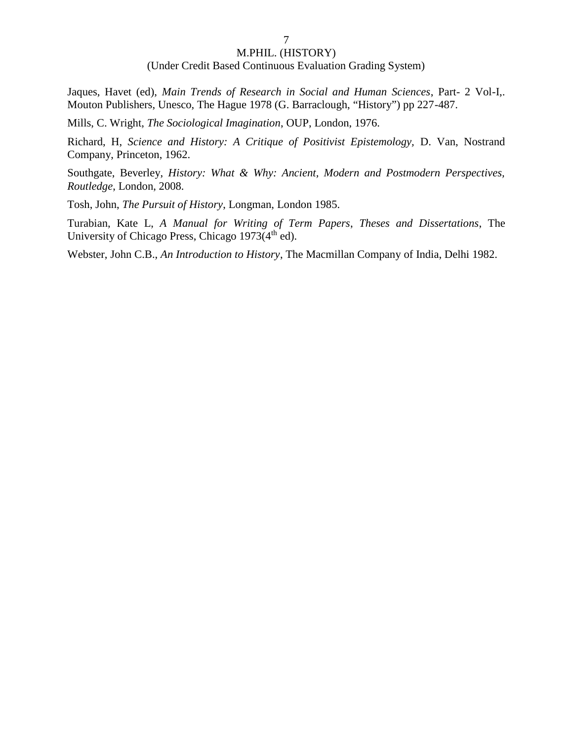Jaques, Havet (ed), *Main Trends of Research in Social and Human Sciences*, Part- 2 Vol-I,. Mouton Publishers, Unesco, The Hague 1978 (G. Barraclough, "History") pp 227-487.

Mills, C. Wright, *The Sociological Imagination*, OUP, London, 1976.

Richard, H, *Science and History: A Critique of Positivist Epistemology,* D. Van, Nostrand Company, Princeton, 1962.

Southgate, Beverley, *History: What & Why: Ancient, Modern and Postmodern Perspectives, Routledge*, London, 2008.

Tosh, John, *The Pursuit of History*, Longman, London 1985.

Turabian, Kate L, *A Manual for Writing of Term Papers*, *Theses and Dissertations*, The University of Chicago Press, Chicago 1973(4th ed).

Webster, John C.B., *An Introduction to History*, The Macmillan Company of India, Delhi 1982.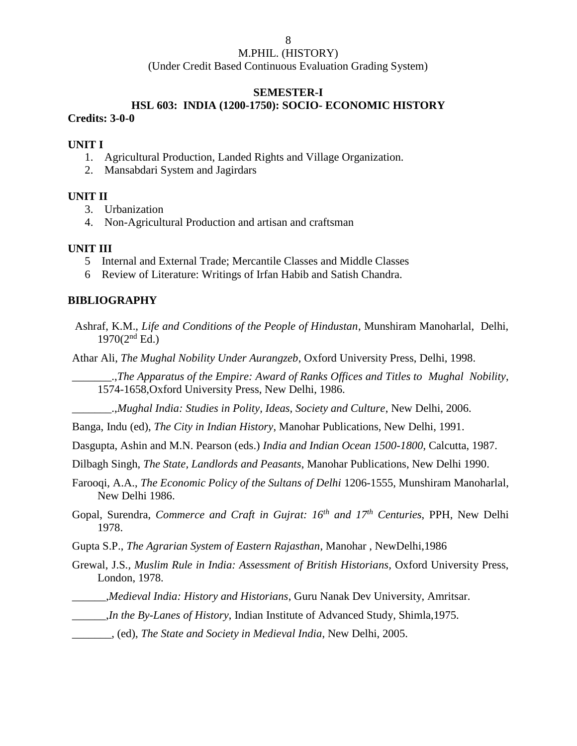M.PHIL. (HISTORY)
(Under Credit Based Continuous Evaluation Grading System)

**SEMESTER-I**

**HSL 603: INDIA (1200-1750): SOCIO- ECONOMIC HISTORY**

**Credits: 3-0-0**

**UNIT I**

1. Agricultural Production, Landed Rights and Village Organization.
2. Mansabdari System and Jagirdars

**UNIT II**

3. Urbanization
4. Non-Agricultural Production and artisan and craftsman

**UNIT III**

5 Internal and External Trade; Mercantile Classes and Middle Classes
6 Review of Literature: Writings of Irfan Habib and Satish Chandra.

**BIBLIOGRAPHY**

Ashraf, K.M., *Life and Conditions of the People of Hindustan*, Munshiram Manoharlal, Delhi, 1970(2nd Ed.)

Athar Ali, *The Mughal Nobility Under Aurangzeb*, Oxford University Press, Delhi, 1998.

_______.,*The Apparatus of the Empire: Award of Ranks Offices and Titles to Mughal Nobility*, 1574-1658,Oxford University Press, New Delhi, 1986.

_______.,*Mughal India: Studies in Polity, Ideas, Society and Culture*, New Delhi, 2006.

Banga, Indu (ed), *The City in Indian History*, Manohar Publications, New Delhi, 1991.

Dasgupta, Ashin and M.N. Pearson (eds.) *India and Indian Ocean 1500-1800*, Calcutta, 1987.

Dilbagh Singh, *The State, Landlords and Peasants*, Manohar Publications, New Delhi 1990.

Farooqi, A.A., *The Economic Policy of the Sultans of Delhi* 1206-1555, Munshiram Manoharlal, New Delhi 1986.

Gopal, Surendra, *Commerce and Craft in Gujrat: 16th and 17th Centuries*, PPH, New Delhi 1978.

Gupta S.P., *The Agrarian System of Eastern Rajasthan*, Manohar , NewDelhi,1986

Grewal, J.S., *Muslim Rule in India: Assessment of British Historians,* Oxford University Press, London, 1978.

______,*Medieval India: History and Historians*, Guru Nanak Dev University, Amritsar.

______,*In the By-Lanes of History*, Indian Institute of Advanced Study, Shimla,1975.

_______, (ed), *The State and Society in Medieval India*, New Delhi, 2005.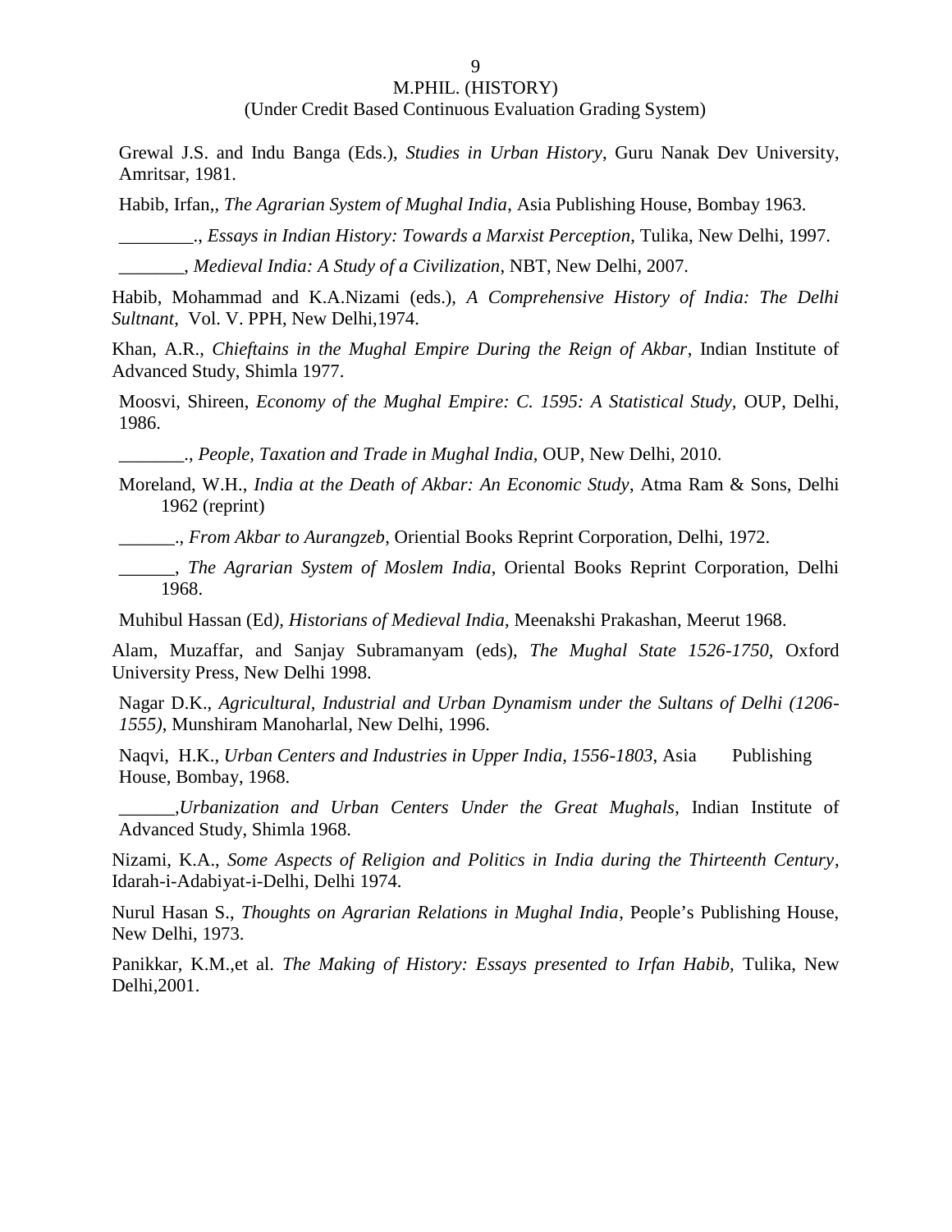Grewal J.S. and Indu Banga (Eds.), *Studies in Urban History*, Guru Nanak Dev University, Amritsar, 1981.

Habib, Irfan,, *The Agrarian System of Mughal India*, Asia Publishing House, Bombay 1963.

________., *Essays in Indian History: Towards a Marxist Perception*, Tulika, New Delhi, 1997.

_______, *Medieval India: A Study of a Civilization*, NBT, New Delhi, 2007.

Habib, Mohammad and K.A.Nizami (eds.), *A Comprehensive History of India: The Delhi Sultnant*, Vol. V. PPH, New Delhi,1974.

Khan, A.R., *Chieftains in the Mughal Empire During the Reign of Akbar*, Indian Institute of Advanced Study, Shimla 1977.

Moosvi, Shireen, *Economy of the Mughal Empire: C. 1595: A Statistical Study*, OUP, Delhi, 1986.

_______., *People, Taxation and Trade in Mughal India*, OUP, New Delhi, 2010.

Moreland, W.H., *India at the Death of Akbar: An Economic Study*, Atma Ram & Sons, Delhi 1962 (reprint)

______., *From Akbar to Aurangzeb*, Oriential Books Reprint Corporation, Delhi, 1972.

______, *The Agrarian System of Moslem India*, Oriental Books Reprint Corporation, Delhi 1968.

Muhibul Hassan (Ed*), Historians of Medieval India*, Meenakshi Prakashan, Meerut 1968.

Alam, Muzaffar, and Sanjay Subramanyam (eds), *The Mughal State 1526-1750*, Oxford University Press, New Delhi 1998.

Nagar D.K., *Agricultural, Industrial and Urban Dynamism under the Sultans of Delhi (1206-1555)*, Munshiram Manoharlal, New Delhi, 1996.

Naqvi, H.K., *Urban Centers and Industries in Upper India, 1556-1803*, Asia Publishing House, Bombay, 1968.

______,*Urbanization and Urban Centers Under the Great Mughals*, Indian Institute of Advanced Study, Shimla 1968.

Nizami, K.A., *Some Aspects of Religion and Politics in India during the Thirteenth Century*, Idarah-i-Adabiyat-i-Delhi, Delhi 1974.

Nurul Hasan S., *Thoughts on Agrarian Relations in Mughal India*, People's Publishing House, New Delhi, 1973.

Panikkar, K.M.,et al. *The Making of History: Essays presented to Irfan Habib,* Tulika, New Delhi,2001.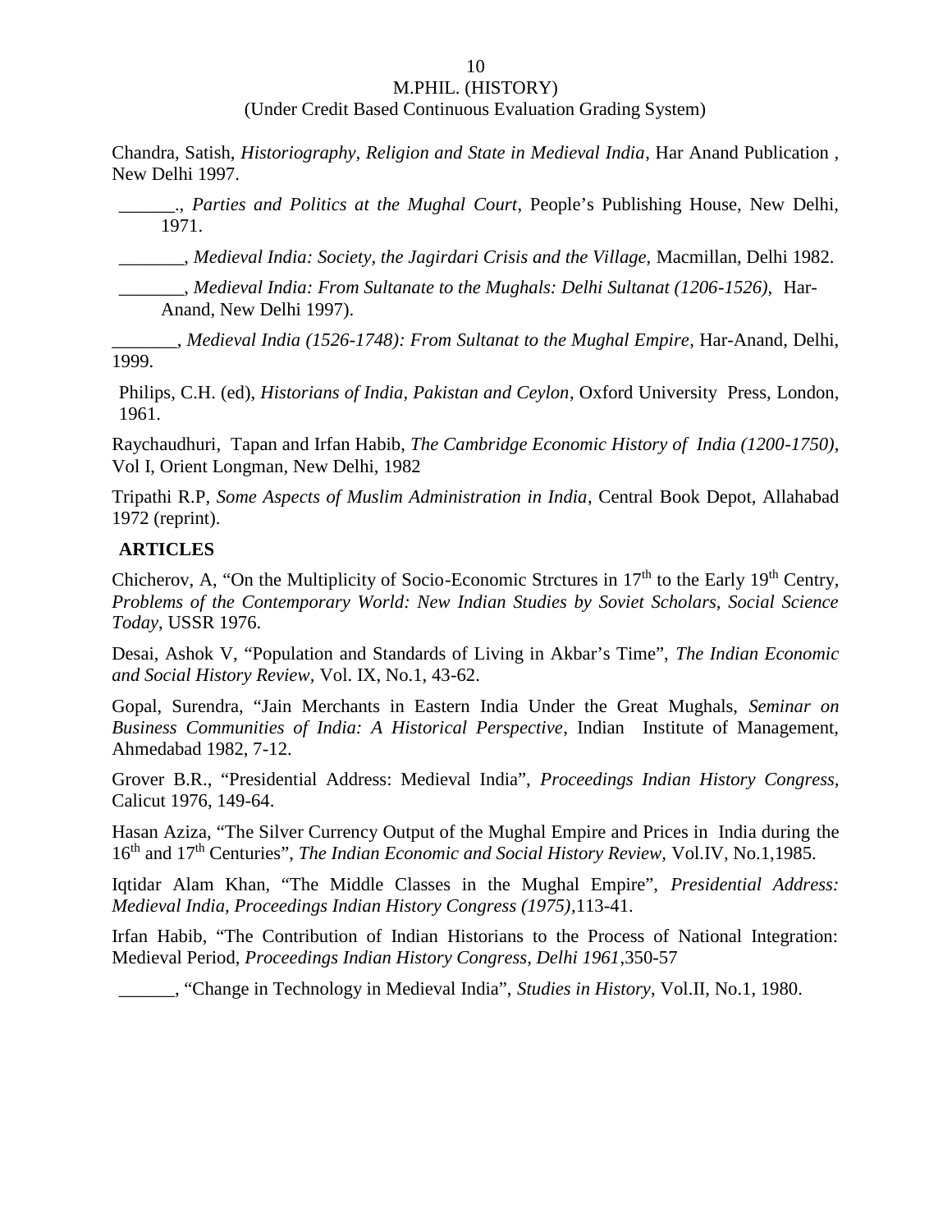Chandra, Satish, *Historiography, Religion and State in Medieval India*, Har Anand Publication , New Delhi 1997.

______., *Parties and Politics at the Mughal Court*, People's Publishing House, New Delhi, 1971.

_______, *Medieval India: Society, the Jagirdari Crisis and the Village*, Macmillan, Delhi 1982.

_______, *Medieval India: From Sultanate to the Mughals: Delhi Sultanat (1206-1526),* Har-Anand, New Delhi 1997).

_______, *Medieval India (1526-1748): From Sultanat to the Mughal Empire*, Har-Anand, Delhi, 1999.

Philips, C.H. (ed), *Historians of India, Pakistan and Ceylon*, Oxford University Press, London, 1961.

Raychaudhuri, Tapan and Irfan Habib, *The Cambridge Economic History of India (1200-1750)*, Vol I, Orient Longman, New Delhi, 1982

Tripathi R.P, *Some Aspects of Muslim Administration in India*, Central Book Depot, Allahabad 1972 (reprint).

**ARTICLES**

Chicherov, A, "On the Multiplicity of Socio-Economic Strctures in 17th to the Early 19th Centry, *Problems of the Contemporary World: New Indian Studies by Soviet Scholars, Social Science Today*, USSR 1976.

Desai, Ashok V, "Population and Standards of Living in Akbar's Time", *The Indian Economic and Social History Review,* Vol. IX, No.1, 43-62.

Gopal, Surendra, "Jain Merchants in Eastern India Under the Great Mughals, *Seminar on Business Communities of India: A Historical Perspective*, Indian Institute of Management, Ahmedabad 1982, 7-12.

Grover B.R., "Presidential Address: Medieval India", *Proceedings Indian History Congress,* Calicut 1976, 149-64.

Hasan Aziza, "The Silver Currency Output of the Mughal Empire and Prices in India during the 16th and 17th Centuries", *The Indian Economic and Social History Review,* Vol.IV, No.1,1985.

Iqtidar Alam Khan, "The Middle Classes in the Mughal Empire", *Presidential Address: Medieval India, Proceedings Indian History Congress (1975)*,113-41.

Irfan Habib, "The Contribution of Indian Historians to the Process of National Integration: Medieval Period, *Proceedings Indian History Congress, Delhi 1961*,350-57

______, "Change in Technology in Medieval India", *Studies in History*, Vol.II, No.1, 1980.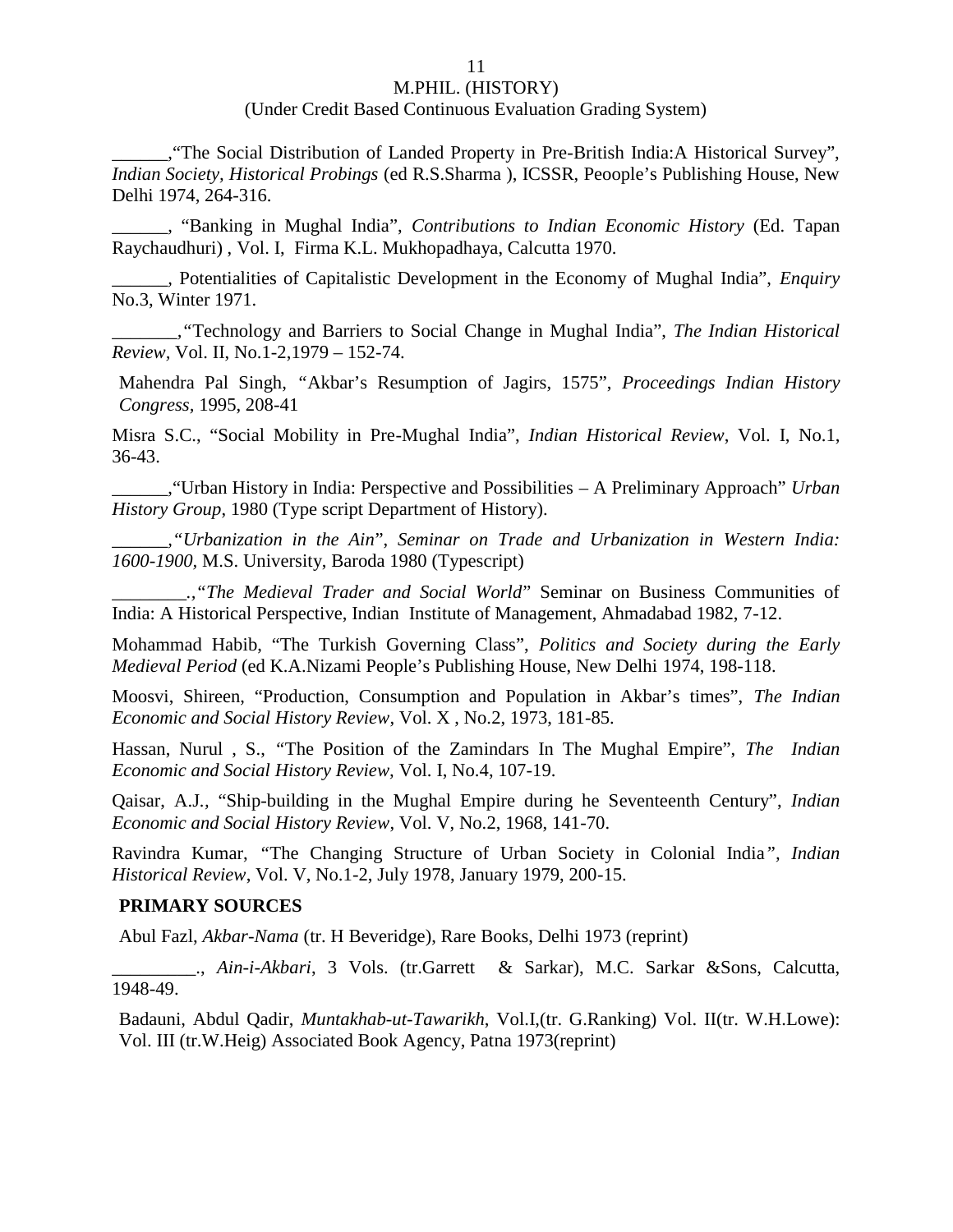______,"The Social Distribution of Landed Property in Pre-British India:A Historical Survey", *Indian Society, Historical Probings* (ed R.S.Sharma ), ICSSR, Peoople's Publishing House, New Delhi 1974, 264-316.

______, "Banking in Mughal India", *Contributions to Indian Economic History* (Ed. Tapan Raychaudhuri) , Vol. I, Firma K.L. Mukhopadhaya, Calcutta 1970.

______, Potentialities of Capitalistic Development in the Economy of Mughal India", *Enquiry* No.3, Winter 1971.

_______,"Technology and Barriers to Social Change in Mughal India", *The Indian Historical Review*, Vol. II, No.1-2,1979 – 152-74.

Mahendra Pal Singh, "Akbar's Resumption of Jagirs, 1575", *Proceedings Indian History Congress*, 1995, 208-41

Misra S.C., "Social Mobility in Pre-Mughal India", *Indian Historical Review*, Vol. I, No.1, 36-43.

______,"Urban History in India: Perspective and Possibilities – A Preliminary Approach" *Urban History Group*, 1980 (Type script Department of History).

______,"*Urbanization in the Ain*", *Seminar on Trade and Urbanization in Western India: 1600-1900*, M.S. University, Baroda 1980 (Typescript)

________.,"*The Medieval Trader and Social World*" Seminar on Business Communities of India: A Historical Perspective, Indian Institute of Management, Ahmadabad 1982, 7-12.

Mohammad Habib, "The Turkish Governing Class", *Politics and Society during the Early Medieval Period* (ed K.A.Nizami People's Publishing House, New Delhi 1974, 198-118.

Moosvi, Shireen, "Production, Consumption and Population in Akbar's times", *The Indian Economic and Social History Review*, Vol. X , No.2, 1973, 181-85.

Hassan, Nurul , S., "The Position of the Zamindars In The Mughal Empire", *The Indian Economic and Social History Review,* Vol. I, No.4, 107-19.

Qaisar, A.J., "Ship-building in the Mughal Empire during he Seventeenth Century", *Indian Economic and Social History Review*, Vol. V, No.2, 1968, 141-70.

Ravindra Kumar, "The Changing Structure of Urban Society in Colonial India", *Indian Historical Review*, Vol. V, No.1-2, July 1978, January 1979, 200-15.

**PRIMARY SOURCES**

Abul Fazl, *Akbar-Nama* (tr. H Beveridge), Rare Books, Delhi 1973 (reprint)

_________., *Ain-i-Akbari*, 3 Vols. (tr.Garrett & Sarkar), M.C. Sarkar &Sons, Calcutta, 1948-49.

Badauni, Abdul Qadir, *Muntakhab-ut-Tawarikh*, Vol.I,(tr. G.Ranking) Vol. II(tr. W.H.Lowe): Vol. III (tr.W.Heig) Associated Book Agency, Patna 1973(reprint)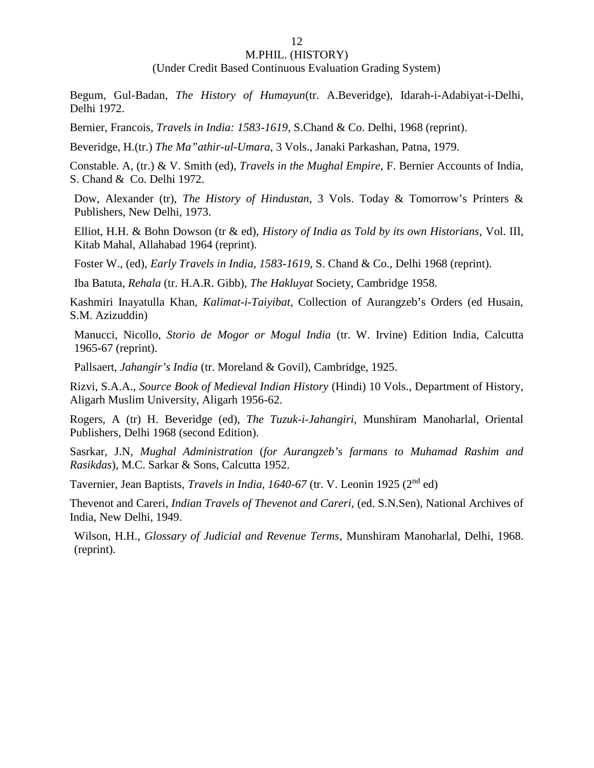Begum, Gul-Badan, *The History of Humayun*(tr. A.Beveridge), Idarah-i-Adabiyat-i-Delhi, Delhi 1972.

Bernier, Francois, *Travels in India: 1583-1619*, S.Chand & Co. Delhi, 1968 (reprint).

Beveridge, H.(tr.) *The Ma"athir-ul-Umara*, 3 Vols., Janaki Parkashan, Patna, 1979.

Constable. A, (tr.) & V. Smith (ed), *Travels in the Mughal Empire*, F. Bernier Accounts of India, S. Chand & Co. Delhi 1972.

Dow, Alexander (tr), *The History of Hindustan*, 3 Vols. Today & Tomorrow's Printers & Publishers, New Delhi, 1973.

Elliot, H.H. & Bohn Dowson (tr & ed), *History of India as Told by its own Historians*, Vol. III, Kitab Mahal, Allahabad 1964 (reprint).

Foster W., (ed), *Early Travels in India, 1583-1619*, S. Chand & Co., Delhi 1968 (reprint).

Iba Batuta, *Rehala* (tr. H.A.R. Gibb), *The Hakluyat* Society, Cambridge 1958.

Kashmiri Inayatulla Khan, *Kalimat-i-Taiyibat*, Collection of Aurangzeb's Orders (ed Husain, S.M. Azizuddin)

Manucci, Nicollo, *Storio de Mogor or Mogul India* (tr. W. Irvine) Edition India, Calcutta 1965-67 (reprint).

Pallsaert, *Jahangir's India* (tr. Moreland & Govil), Cambridge, 1925.

Rizvi, S.A.A., *Source Book of Medieval Indian History* (Hindi) 10 Vols., Department of History, Aligarh Muslim University, Aligarh 1956-62.

Rogers, A (tr) H. Beveridge (ed), *The Tuzuk-i-Jahangiri*, Munshiram Manoharlal, Oriental Publishers, Delhi 1968 (second Edition).

Sasrkar, J.N, *Mughal Administration* (*for Aurangzeb's farmans to Muhamad Rashim and Rasikdas*), M.C. Sarkar & Sons, Calcutta 1952.

Tavernier, Jean Baptists, *Travels in India, 1640-67* (tr. V. Leonin 1925 (2nd ed)

Thevenot and Careri, *Indian Travels of Thevenot and Careri*, (ed. S.N.Sen), National Archives of India, New Delhi, 1949.

Wilson, H.H., *Glossary of Judicial and Revenue Terms*, Munshiram Manoharlal, Delhi, 1968. (reprint).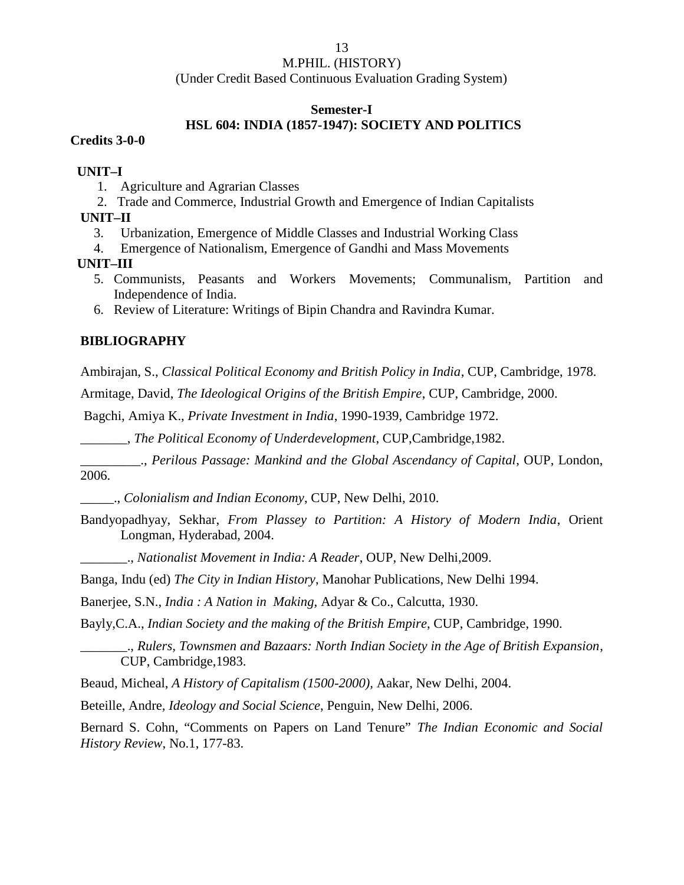M.PHIL. (HISTORY)
(Under Credit Based Continuous Evaluation Grading System)

**Semester-I**

## HSL 604: INDIA (1857-1947): SOCIETY AND POLITICS

**Credits 3-0-0**

**UNIT–I**

1. Agriculture and Agrarian Classes
2. Trade and Commerce, Industrial Growth and Emergence of Indian Capitalists

**UNIT–II**

3. Urbanization, Emergence of Middle Classes and Industrial Working Class
4. Emergence of Nationalism, Emergence of Gandhi and Mass Movements

**UNIT–III**

5. Communists, Peasants and Workers Movements; Communalism, Partition and Independence of India.
6. Review of Literature: Writings of Bipin Chandra and Ravindra Kumar.

**BIBLIOGRAPHY**

Ambirajan, S., *Classical Political Economy and British Policy in India*, CUP, Cambridge, 1978.

Armitage, David, *The Ideological Origins of the British Empire*, CUP, Cambridge, 2000.

Bagchi, Amiya K., *Private Investment in India*, 1990-1939, Cambridge 1972.

_______, *The Political Economy of Underdevelopment*, CUP,Cambridge,1982.

_________., *Perilous Passage: Mankind and the Global Ascendancy of Capital*, OUP, London, 2006.

_____., *Colonialism and Indian Economy*, CUP, New Delhi, 2010.

Bandyopadhyay, Sekhar, *From Plassey to Partition: A History of Modern India*, Orient Longman, Hyderabad, 2004.

_______., *Nationalist Movement in India: A Reader*, OUP, New Delhi,2009.

Banga, Indu (ed) *The City in Indian History*, Manohar Publications, New Delhi 1994.

Banerjee, S.N., *India : A Nation in Making*, Adyar & Co., Calcutta, 1930.

Bayly,C.A., *Indian Society and the making of the British Empire*, CUP, Cambridge, 1990.

_______., *Rulers, Townsmen and Bazaars: North Indian Society in the Age of British Expansion*, CUP, Cambridge,1983.

Beaud, Micheal, *A History of Capitalism (1500-2000)*, Aakar, New Delhi, 2004.

Beteille, Andre, *Ideology and Social Science*, Penguin, New Delhi, 2006.

Bernard S. Cohn, "Comments on Papers on Land Tenure" *The Indian Economic and Social History Review*, No.1, 177-83.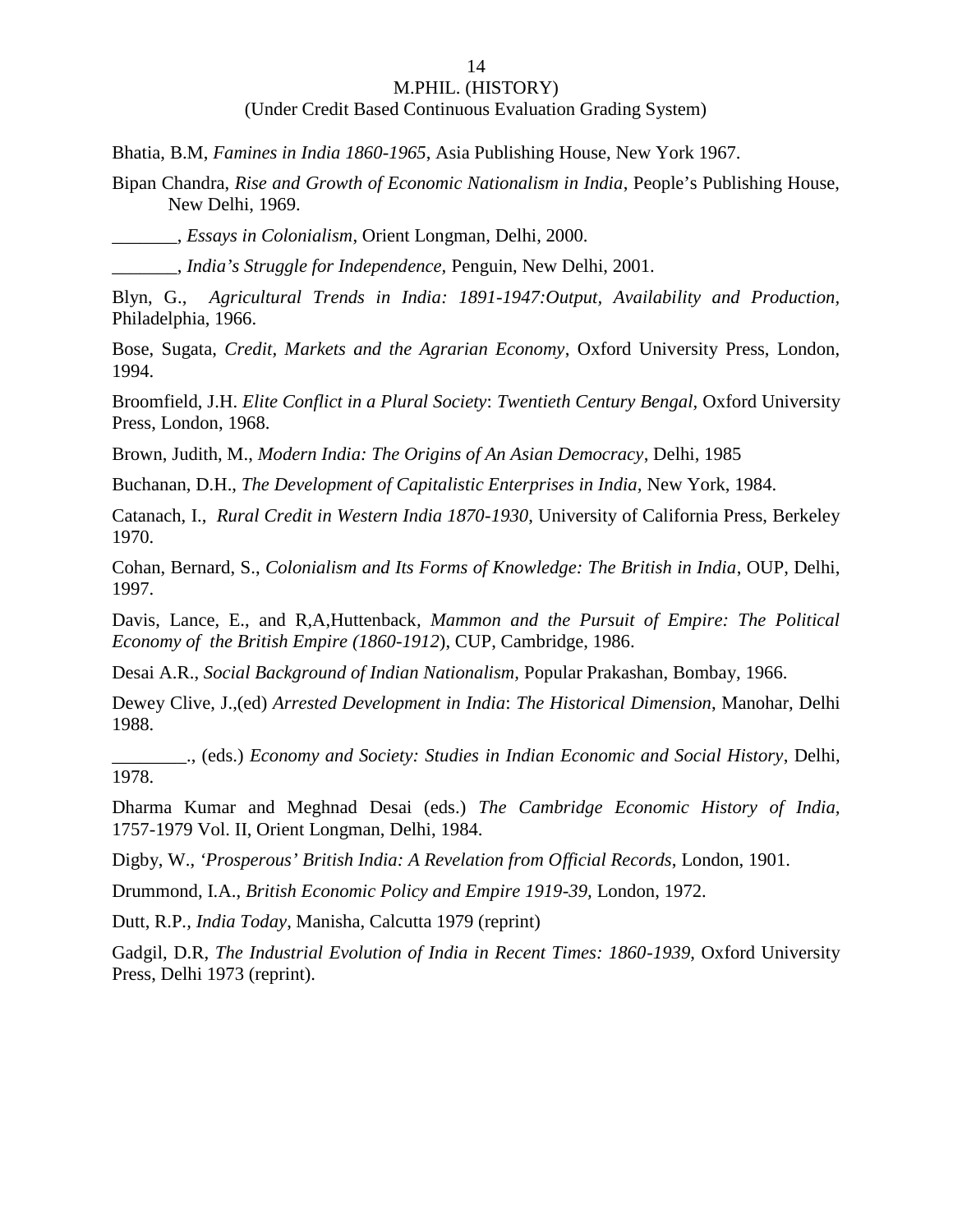Bhatia, B.M, *Famines in India 1860-1965*, Asia Publishing House, New York 1967.

Bipan Chandra, *Rise and Growth of Economic Nationalism in India*, People's Publishing House, New Delhi, 1969.

_______, *Essays in Colonialism*, Orient Longman, Delhi, 2000.

_______, *India's Struggle for Independence*, Penguin, New Delhi, 2001.

Blyn, G., *Agricultural Trends in India: 1891-1947:Output, Availability and Production*, Philadelphia, 1966.

Bose, Sugata, *Credit, Markets and the Agrarian Economy*, Oxford University Press, London, 1994.

Broomfield, J.H. *Elite Conflict in a Plural Society*: *Twentieth Century Bengal*, Oxford University Press, London, 1968.

Brown, Judith, M., *Modern India: The Origins of An Asian Democracy*, Delhi, 1985

Buchanan, D.H., *The Development of Capitalistic Enterprises in India*, New York, 1984.

Catanach, I., *Rural Credit in Western India 1870-1930*, University of California Press, Berkeley 1970.

Cohan, Bernard, S., *Colonialism and Its Forms of Knowledge: The British in India*, OUP, Delhi, 1997.

Davis, Lance, E., and R,A,Huttenback, *Mammon and the Pursuit of Empire: The Political Economy of the British Empire (1860-1912)*, CUP, Cambridge, 1986.

Desai A.R., *Social Background of Indian Nationalism*, Popular Prakashan, Bombay, 1966.

Dewey Clive, J.,(ed) *Arrested Development in India*: *The Historical Dimension*, Manohar, Delhi 1988.

________., (eds.) *Economy and Society: Studies in Indian Economic and Social History*, Delhi, 1978.

Dharma Kumar and Meghnad Desai (eds.) *The Cambridge Economic History of India*, 1757-1979 Vol. II, Orient Longman, Delhi, 1984.

Digby, W., *'Prosperous' British India: A Revelation from Official Records*, London, 1901.

Drummond, I.A., *British Economic Policy and Empire 1919-39*, London, 1972.

Dutt, R.P., *India Today*, Manisha, Calcutta 1979 (reprint)

Gadgil, D.R, *The Industrial Evolution of India in Recent Times: 1860-1939*, Oxford University Press, Delhi 1973 (reprint).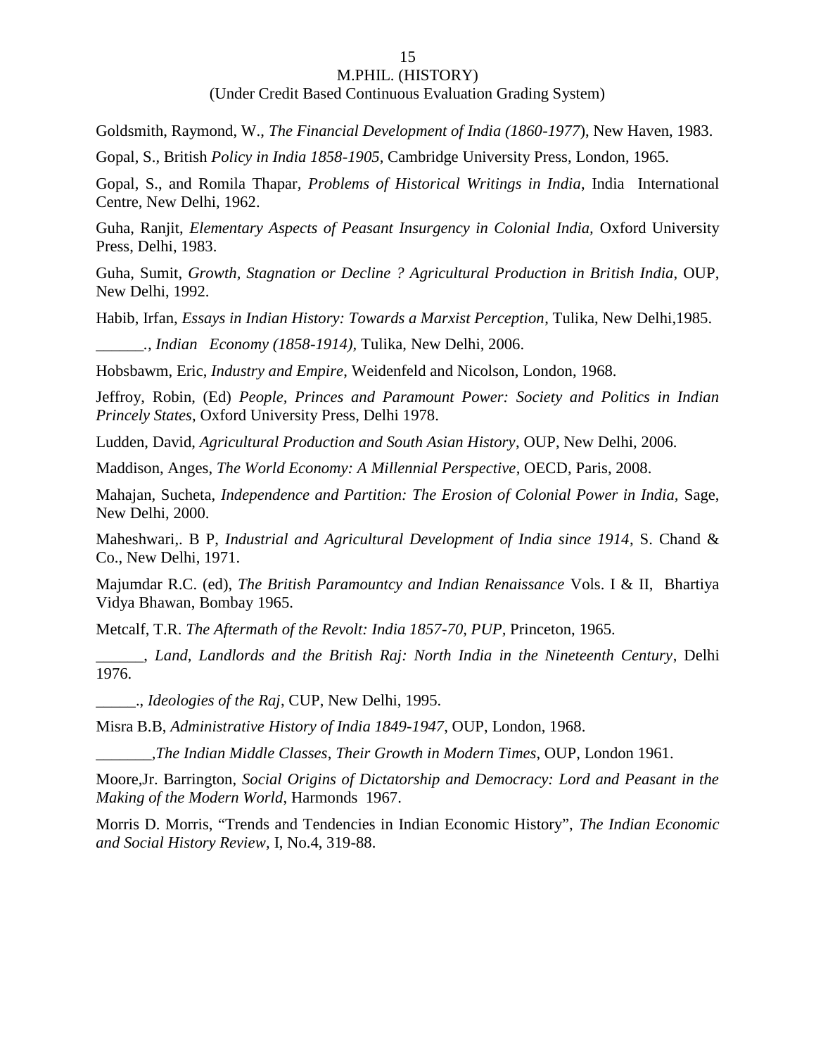Goldsmith, Raymond, W., *The Financial Development of India (1860-1977*), New Haven, 1983.

Gopal, S., British *Policy in India 1858-1905*, Cambridge University Press, London, 1965.

Gopal, S., and Romila Thapar, *Problems of Historical Writings in India*, India International Centre, New Delhi, 1962.

Guha, Ranjit, *Elementary Aspects of Peasant Insurgency in Colonial India,* Oxford University Press, Delhi, 1983.

Guha, Sumit, *Growth, Stagnation or Decline ? Agricultural Production in British India*, OUP, New Delhi, 1992.

Habib, Irfan, *Essays in Indian History: Towards a Marxist Perception*, Tulika, New Delhi,1985.

______., *Indian Economy (1858-1914)*, Tulika, New Delhi, 2006.

Hobsbawm, Eric, *Industry and Empire*, Weidenfeld and Nicolson, London, 1968.

Jeffroy, Robin, (Ed) *People, Princes and Paramount Power: Society and Politics in Indian Princely States*, Oxford University Press, Delhi 1978.

Ludden, David, *Agricultural Production and South Asian History*, OUP, New Delhi, 2006.

Maddison, Anges, *The World Economy: A Millennial Perspective*, OECD, Paris, 2008.

Mahajan, Sucheta, *Independence and Partition: The Erosion of Colonial Power in India,* Sage, New Delhi, 2000.

Maheshwari,. B P, *Industrial and Agricultural Development of India since 1914*, S. Chand & Co., New Delhi, 1971.

Majumdar R.C. (ed), *The British Paramountcy and Indian Renaissance* Vols. I & II, Bhartiya Vidya Bhawan, Bombay 1965.

Metcalf, T.R. *The Aftermath of the Revolt: India 1857-70, PUP,* Princeton, 1965.

______, *Land, Landlords and the British Raj: North India in the Nineteenth Century*, Delhi 1976.

_____., *Ideologies of the Raj*, CUP, New Delhi, 1995.

Misra B.B, *Administrative History of India 1849-1947*, OUP, London, 1968.

_______,*The Indian Middle Classes, Their Growth in Modern Times*, OUP, London 1961.

Moore,Jr. Barrington, *Social Origins of Dictatorship and Democracy: Lord and Peasant in the Making of the Modern World*, Harmonds 1967.

Morris D. Morris, "Trends and Tendencies in Indian Economic History", *The Indian Economic and Social History Review,* I, No.4, 319-88.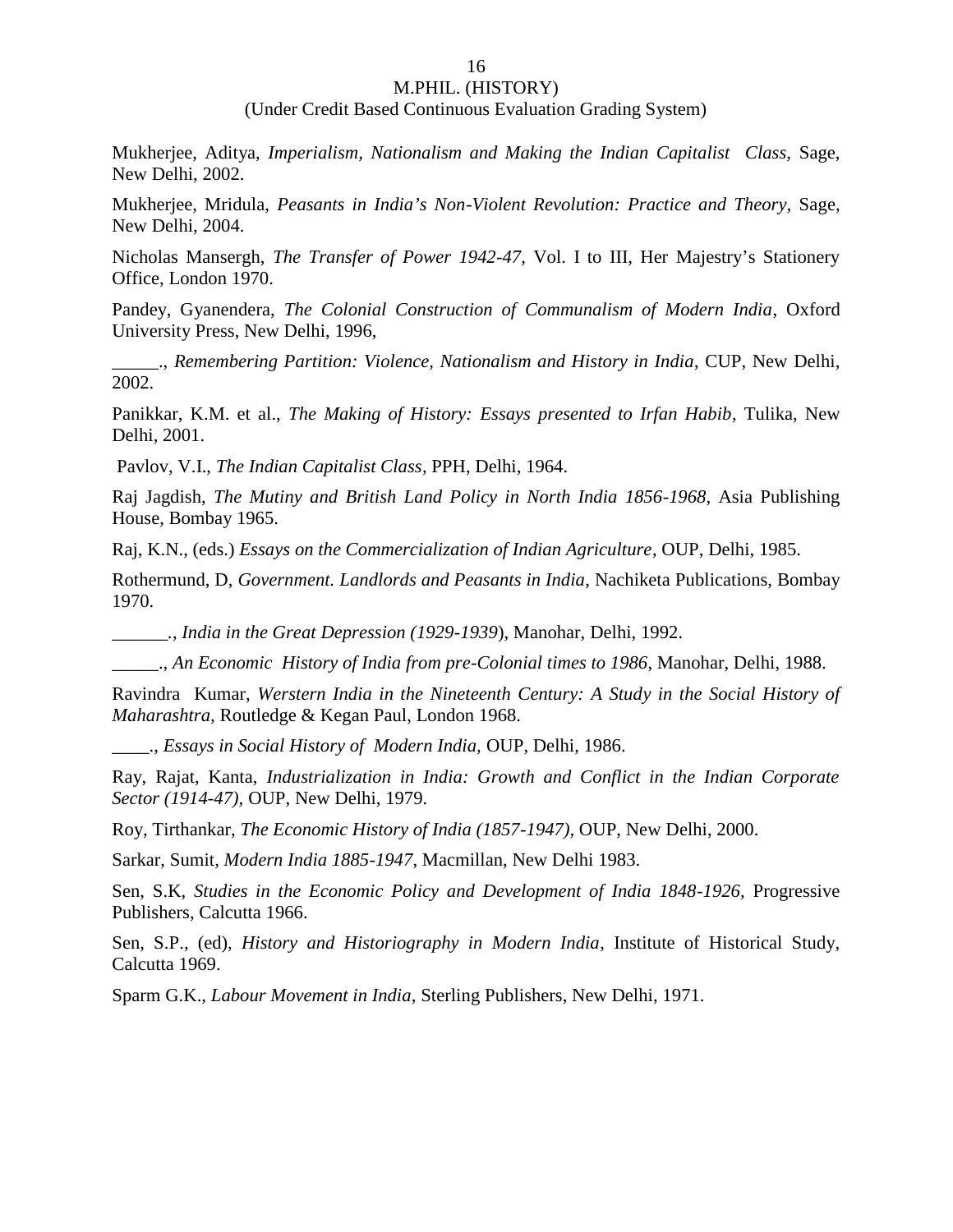Mukherjee, Aditya, *Imperialism, Nationalism and Making the Indian Capitalist Class,* Sage, New Delhi, 2002.

Mukherjee, Mridula, *Peasants in India's Non-Violent Revolution: Practice and Theory,* Sage, New Delhi, 2004.

Nicholas Mansergh, *The Transfer of Power 1942-47,* Vol. I to III, Her Majestry's Stationery Office, London 1970.

Pandey, Gyanendera, *The Colonial Construction of Communalism of Modern India*, Oxford University Press, New Delhi, 1996,

_____., *Remembering Partition: Violence, Nationalism and History in India*, CUP, New Delhi, 2002.

Panikkar, K.M. et al., *The Making of History: Essays presented to Irfan Habib*, Tulika, New Delhi, 2001.

Pavlov, V.I., *The Indian Capitalist Class*, PPH, Delhi, 1964.

Raj Jagdish, *The Mutiny and British Land Policy in North India 1856-1968*, Asia Publishing House, Bombay 1965.

Raj, K.N., (eds.) *Essays on the Commercialization of Indian Agriculture*, OUP, Delhi, 1985.

Rothermund, D, *Government. Landlords and Peasants in India*, Nachiketa Publications, Bombay 1970.

______., *India in the Great Depression (1929-1939*), Manohar, Delhi, 1992.

_____., *An Economic History of India from pre-Colonial times to 1986,* Manohar, Delhi, 1988.

Ravindra Kumar, *Werstern India in the Nineteenth Century: A Study in the Social History of Maharashtra,* Routledge & Kegan Paul, London 1968.

____., *Essays in Social History of Modern India,* OUP, Delhi, 1986.

Ray, Rajat, Kanta, *Industrialization in India: Growth and Conflict in the Indian Corporate Sector (1914-47),* OUP, New Delhi, 1979.

Roy, Tirthankar, *The Economic History of India (1857-1947),* OUP, New Delhi, 2000.

Sarkar, Sumit, *Modern India 1885-1947*, Macmillan, New Delhi 1983.

Sen, S.K, *Studies in the Economic Policy and Development of India 1848-1926,* Progressive Publishers, Calcutta 1966.

Sen, S.P., (ed), *History and Historiography in Modern India*, Institute of Historical Study, Calcutta 1969.

Sparm G.K., *Labour Movement in India*, Sterling Publishers, New Delhi, 1971.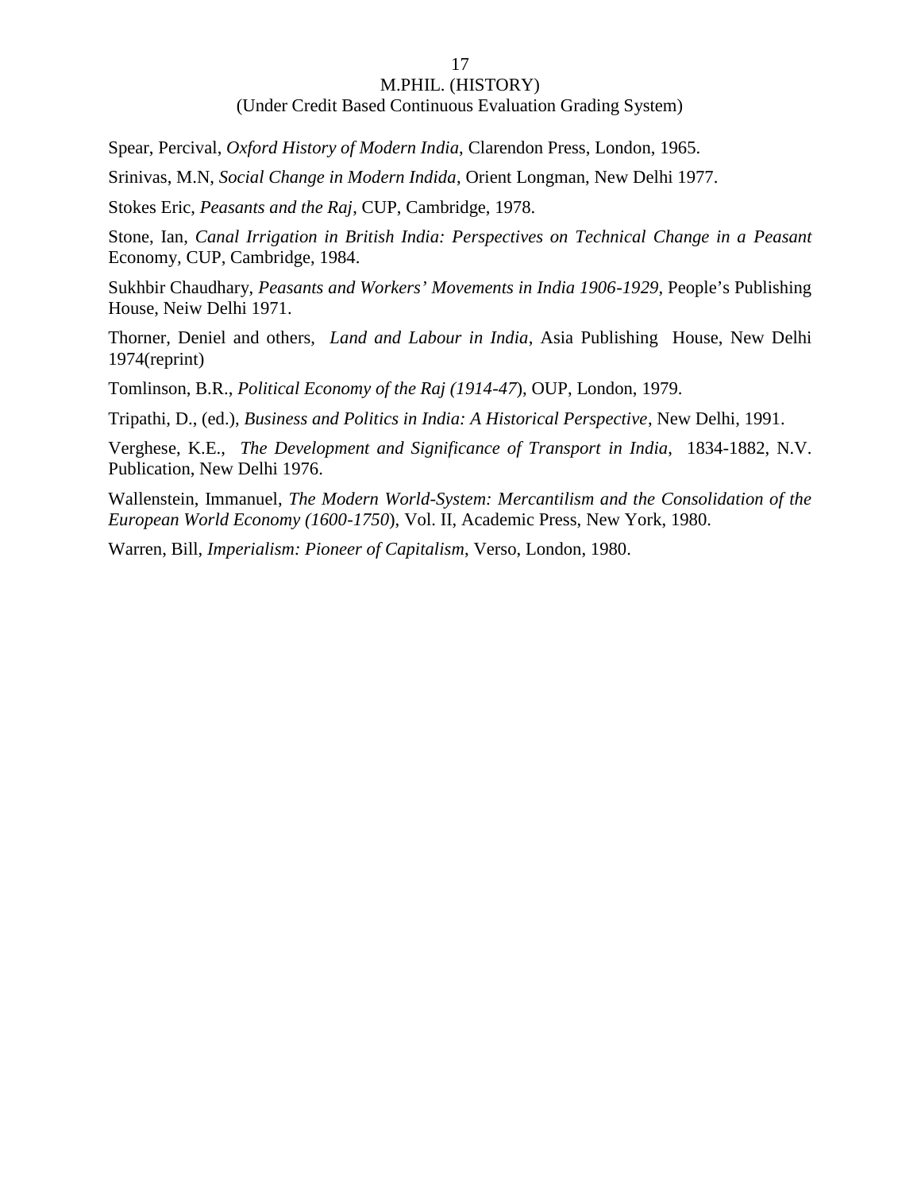Spear, Percival, *Oxford History of Modern India*, Clarendon Press, London, 1965.

Srinivas, M.N, *Social Change in Modern Indida*, Orient Longman, New Delhi 1977.

Stokes Eric, *Peasants and the Raj*, CUP, Cambridge, 1978.

Stone, Ian, *Canal Irrigation in British India: Perspectives on Technical Change in a Peasant* Economy, CUP, Cambridge, 1984.

Sukhbir Chaudhary, *Peasants and Workers' Movements in India 1906-1929*, People's Publishing House, Neiw Delhi 1971.

Thorner, Deniel and others, *Land and Labour in India*, Asia Publishing House, New Delhi 1974(reprint)

Tomlinson, B.R., *Political Economy of the Raj (1914-47*), OUP, London, 1979.

Tripathi, D., (ed.), *Business and Politics in India: A Historical Perspective*, New Delhi, 1991.

Verghese, K.E., *The Development and Significance of Transport in India*, 1834-1882, N.V. Publication, New Delhi 1976.

Wallenstein, Immanuel, *The Modern World-System: Mercantilism and the Consolidation of the European World Economy (1600-1750*), Vol. II, Academic Press, New York, 1980.

Warren, Bill, *Imperialism: Pioneer of Capitalism*, Verso, London, 1980.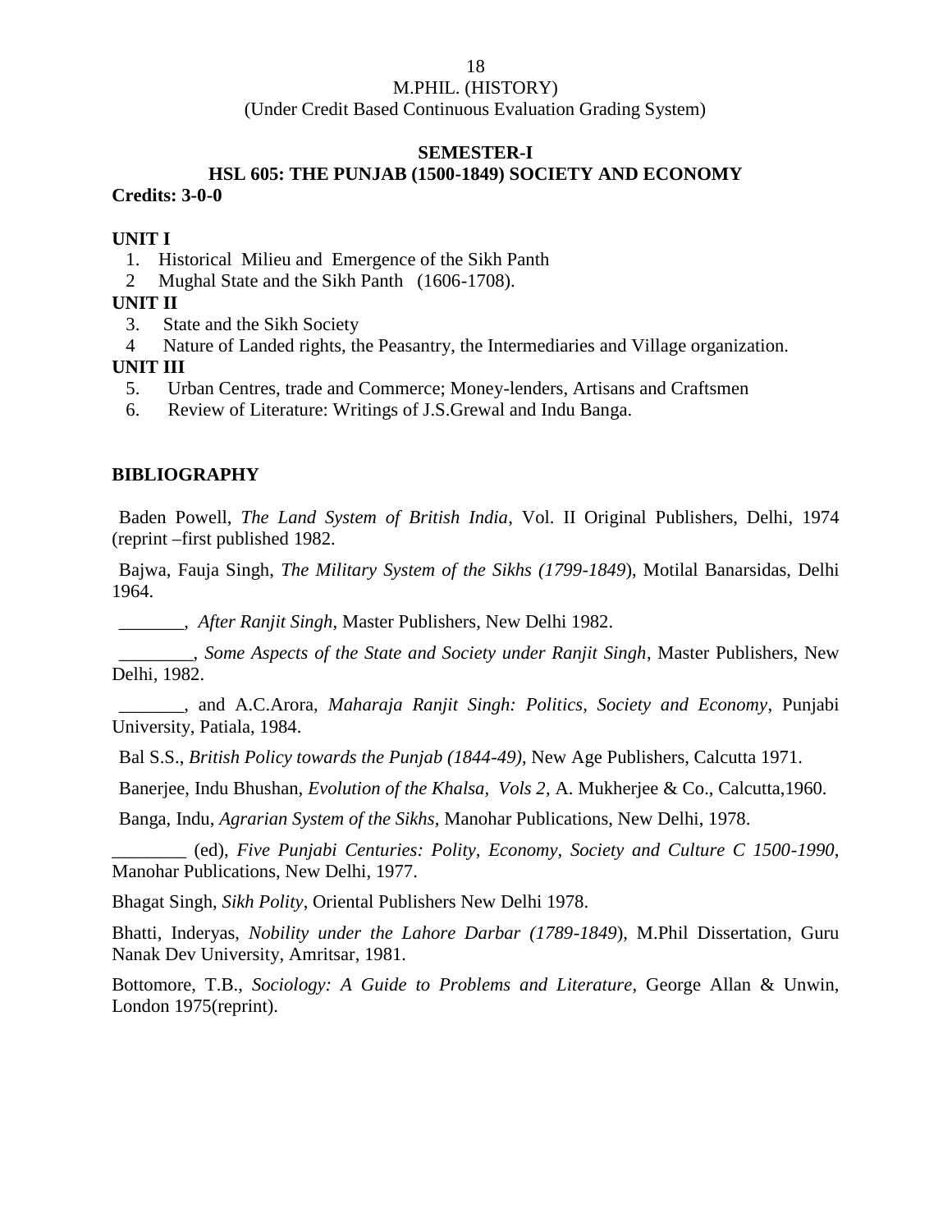M.PHIL. (HISTORY)
(Under Credit Based Continuous Evaluation Grading System)

**SEMESTER-I**

**HSL 605: THE PUNJAB (1500-1849) SOCIETY AND ECONOMY**

**Credits: 3-0-0**

**UNIT I**

1. Historical Milieu and Emergence of the Sikh Panth
2. Mughal State and the Sikh Panth (1606-1708).

**UNIT II**

3. State and the Sikh Society
4. Nature of Landed rights, the Peasantry, the Intermediaries and Village organization.

**UNIT III**

5. Urban Centres, trade and Commerce; Money-lenders, Artisans and Craftsmen
6. Review of Literature: Writings of J.S.Grewal and Indu Banga.

**BIBLIOGRAPHY**

Baden Powell, *The Land System of British India*, Vol. II Original Publishers, Delhi, 1974 (reprint –first published 1982.

Bajwa, Fauja Singh, *The Military System of the Sikhs (1799-1849*), Motilal Banarsidas, Delhi 1964.

_______, *After Ranjit Singh*, Master Publishers, New Delhi 1982.

________, *Some Aspects of the State and Society under Ranjit Singh*, Master Publishers, New Delhi, 1982.

_______, and A.C.Arora, *Maharaja Ranjit Singh: Politics, Society and Economy*, Punjabi University, Patiala, 1984.

Bal S.S., *British Policy towards the Punjab (1844-49)*, New Age Publishers, Calcutta 1971.

Banerjee, Indu Bhushan, *Evolution of the Khalsa, Vols 2*, A. Mukherjee & Co., Calcutta,1960.

Banga, Indu, *Agrarian System of the Sikhs*, Manohar Publications, New Delhi, 1978.

________ (ed), *Five Punjabi Centuries: Polity, Economy, Society and Culture C 1500-1990*, Manohar Publications, New Delhi, 1977.

Bhagat Singh, *Sikh Polity*, Oriental Publishers New Delhi 1978.

Bhatti, Inderyas, *Nobility under the Lahore Darbar (1789-1849*), M.Phil Dissertation, Guru Nanak Dev University, Amritsar, 1981.

Bottomore, T.B., *Sociology: A Guide to Problems and Literature*, George Allan & Unwin, London 1975(reprint).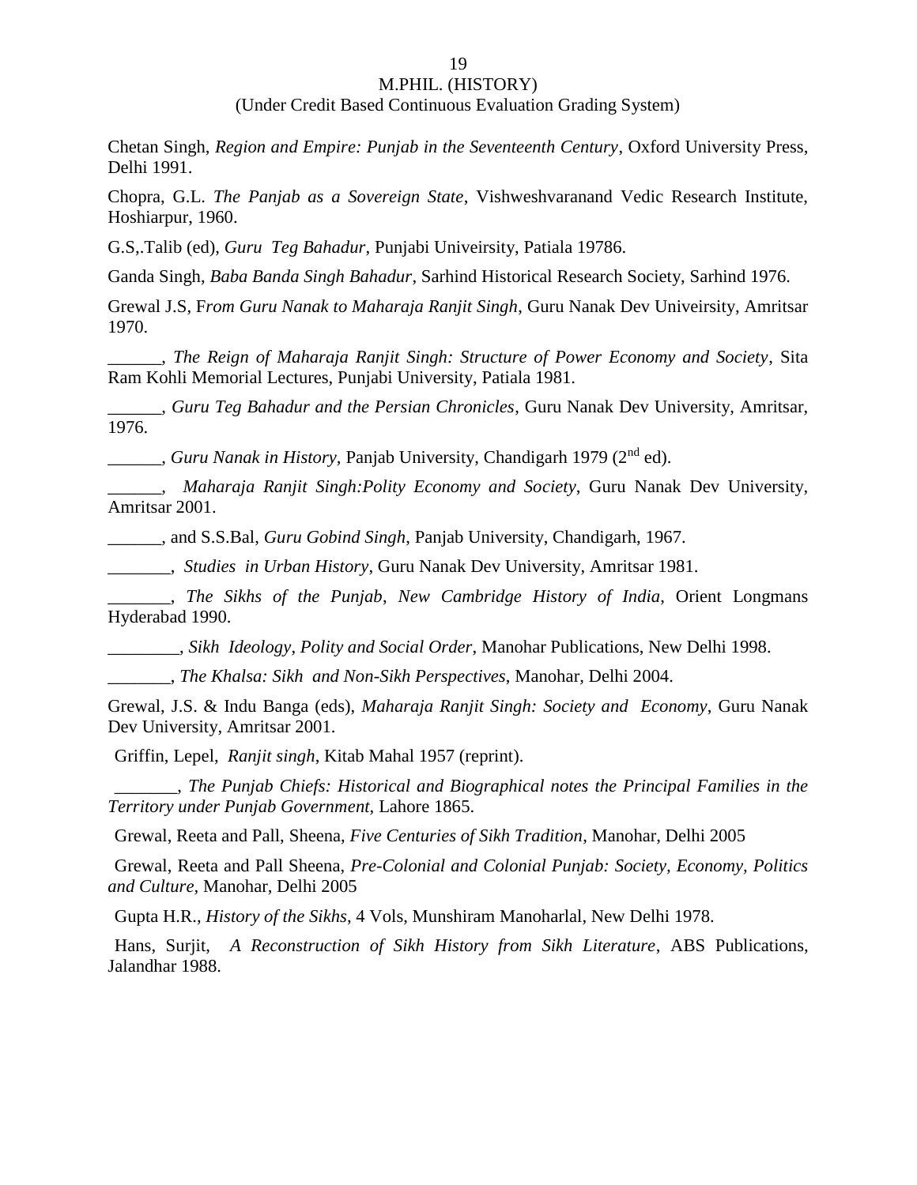Chetan Singh, *Region and Empire: Punjab in the Seventeenth Century*, Oxford University Press, Delhi 1991.

Chopra, G.L. *The Panjab as a Sovereign State*, Vishweshvaranand Vedic Research Institute, Hoshiarpur, 1960.

G.S,.Talib (ed), *Guru Teg Bahadur*, Punjabi Univeirsity, Patiala 19786.

Ganda Singh, *Baba Banda Singh Bahadur*, Sarhind Historical Research Society, Sarhind 1976.

Grewal J.S, F*rom Guru Nanak to Maharaja Ranjit Singh*, Guru Nanak Dev Univeirsity, Amritsar 1970.

______, *The Reign of Maharaja Ranjit Singh: Structure of Power Economy and Society*, Sita Ram Kohli Memorial Lectures, Punjabi University, Patiala 1981.

______, *Guru Teg Bahadur and the Persian Chronicles*, Guru Nanak Dev University, Amritsar, 1976.

______, *Guru Nanak in History*, Panjab University, Chandigarh 1979 (2nd ed).

______, *Maharaja Ranjit Singh:Polity Economy and Society*, Guru Nanak Dev University, Amritsar 2001.

______, and S.S.Bal, *Guru Gobind Singh*, Panjab University, Chandigarh, 1967.

_______, *Studies in Urban History*, Guru Nanak Dev University, Amritsar 1981.

_______, *The Sikhs of the Punjab*, *New Cambridge History of India*, Orient Longmans Hyderabad 1990.

________, *Sikh Ideology, Polity and Social Order*, Manohar Publications, New Delhi 1998.

_______, *The Khalsa: Sikh and Non-Sikh Perspectives*, Manohar, Delhi 2004.

Grewal, J.S. & Indu Banga (eds), *Maharaja Ranjit Singh: Society and Economy*, Guru Nanak Dev University, Amritsar 2001.

Griffin, Lepel, *Ranjit singh*, Kitab Mahal 1957 (reprint).

_______, *The Punjab Chiefs: Historical and Biographical notes the Principal Families in the Territory under Punjab Government*, Lahore 1865.

Grewal, Reeta and Pall, Sheena, *Five Centuries of Sikh Tradition*, Manohar, Delhi 2005

Grewal, Reeta and Pall Sheena, *Pre-Colonial and Colonial Punjab: Society, Economy, Politics and Culture,* Manohar, Delhi 2005

Gupta H.R., *History of the Sikhs*, 4 Vols, Munshiram Manoharlal, New Delhi 1978.

Hans, Surjit, *A Reconstruction of Sikh History from Sikh Literature*, ABS Publications, Jalandhar 1988.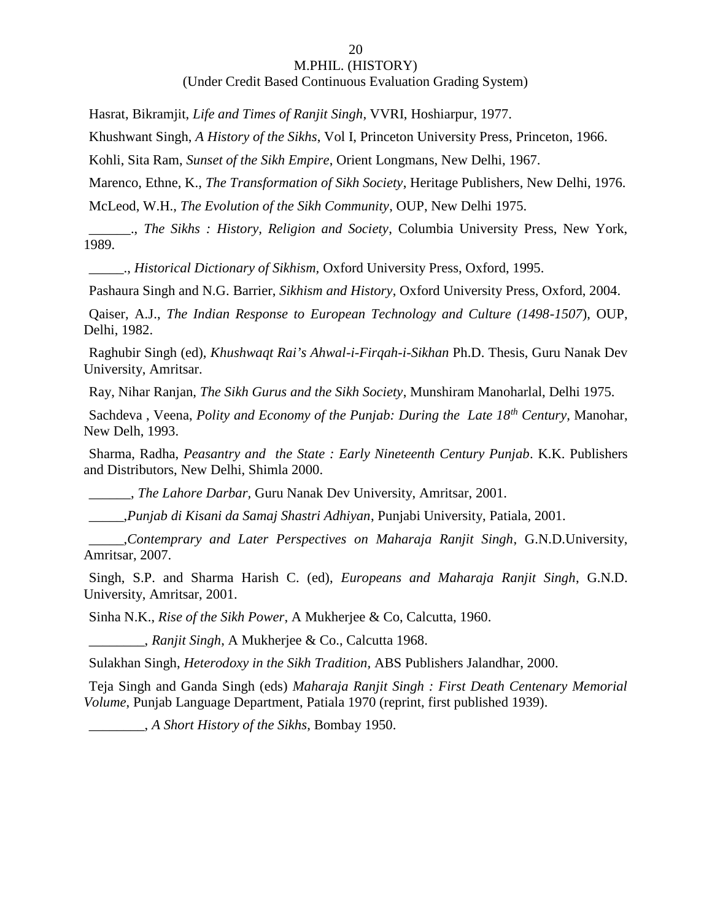Hasrat, Bikramjit, *Life and Times of Ranjit Singh*, VVRI, Hoshiarpur, 1977.

Khushwant Singh, *A History of the Sikhs*, Vol I, Princeton University Press, Princeton, 1966.

Kohli, Sita Ram, *Sunset of the Sikh Empire*, Orient Longmans, New Delhi, 1967.

Marenco, Ethne, K., *The Transformation of Sikh Society*, Heritage Publishers, New Delhi, 1976.

McLeod, W.H., *The Evolution of the Sikh Community*, OUP, New Delhi 1975.

______., *The Sikhs : History, Religion and Society*, Columbia University Press, New York, 1989.

_____., *Historical Dictionary of Sikhism,* Oxford University Press, Oxford, 1995.

Pashaura Singh and N.G. Barrier, *Sikhism and History*, Oxford University Press, Oxford, 2004.

Qaiser, A.J., *The Indian Response to European Technology and Culture (1498-1507*), OUP, Delhi, 1982.

Raghubir Singh (ed), *Khushwaqt Rai's Ahwal-i-Firqah-i-Sikhan* Ph.D. Thesis, Guru Nanak Dev University, Amritsar.

Ray, Nihar Ranjan, *The Sikh Gurus and the Sikh Society*, Munshiram Manoharlal, Delhi 1975.

Sachdeva , Veena, *Polity and Economy of the Punjab: During the Late 18th Century*, Manohar, New Delh, 1993.

Sharma, Radha, *Peasantry and the State : Early Nineteenth Century Punjab*. K.K. Publishers and Distributors, New Delhi, Shimla 2000.

______, *The Lahore Darbar*, Guru Nanak Dev University, Amritsar, 2001.

_____,*Punjab di Kisani da Samaj Shastri Adhiyan*, Punjabi University, Patiala, 2001.

_____,*Contemprary and Later Perspectives on Maharaja Ranjit Singh*, G.N.D.University, Amritsar, 2007.

Singh, S.P. and Sharma Harish C. (ed), *Europeans and Maharaja Ranjit Singh*, G.N.D. University, Amritsar, 2001.

Sinha N.K., *Rise of the Sikh Power*, A Mukherjee & Co, Calcutta, 1960.

________, *Ranjit Singh*, A Mukherjee & Co., Calcutta 1968.

Sulakhan Singh, *Heterodoxy in the Sikh Tradition,* ABS Publishers Jalandhar, 2000.

Teja Singh and Ganda Singh (eds) *Maharaja Ranjit Singh : First Death Centenary Memorial Volume*, Punjab Language Department, Patiala 1970 (reprint, first published 1939).

________, *A Short History of the Sikhs*, Bombay 1950.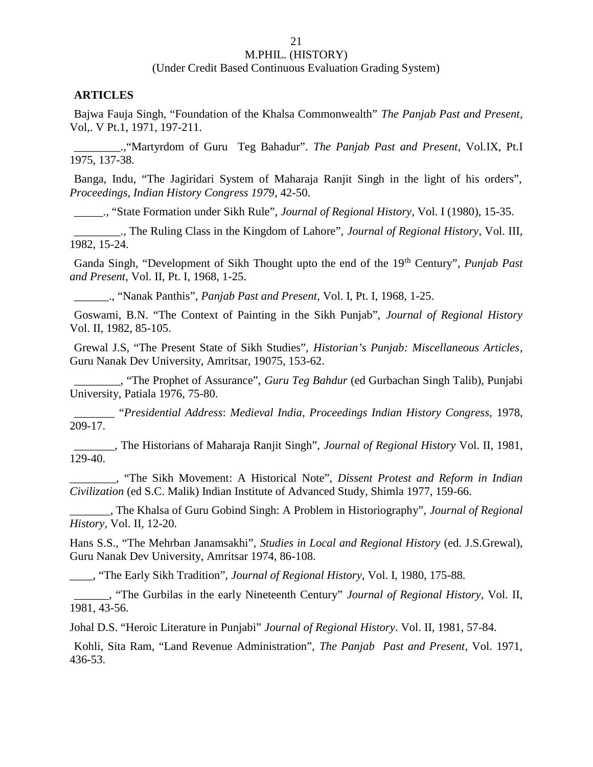M.PHIL. (HISTORY)
(Under Credit Based Continuous Evaluation Grading System)

**ARTICLES**

Bajwa Fauja Singh, "Foundation of the Khalsa Commonwealth" *The Panjab Past and Present*, Vol,. V Pt.1, 1971, 197-211.

________.,"Martyrdom of Guru Teg Bahadur". *The Panjab Past and Present*, Vol.IX, Pt.I 1975, 137-38.

Banga, Indu, "The Jagiridari System of Maharaja Ranjit Singh in the light of his orders", *Proceedings, Indian History Congress 1979*, 42-50.

_____., "State Formation under Sikh Rule", *Journal of Regional History*, Vol. I (1980), 15-35.

________., The Ruling Class in the Kingdom of Lahore", *Journal of Regional History*, Vol. III, 1982, 15-24.

Ganda Singh, "Development of Sikh Thought upto the end of the 19th Century", *Punjab Past and Present*, Vol. II, Pt. I, 1968, 1-25.

______., "Nanak Panthis", *Panjab Past and Present*, Vol. I, Pt. I, 1968, 1-25.

Goswami, B.N. "The Context of Painting in the Sikh Punjab", *Journal of Regional History* Vol. II, 1982, 85-105.

Grewal J.S, "The Present State of Sikh Studies", *Historian's Punjab: Miscellaneous Articles*, Guru Nanak Dev University, Amritsar, 19075, 153-62.

________, "The Prophet of Assurance", *Guru Teg Bahdur* (ed Gurbachan Singh Talib), Punjabi University, Patiala 1976, 75-80.

_______ "*Presidential Address*: *Medieval India, Proceedings Indian History Congress,* 1978, 209-17.

_______, The Historians of Maharaja Ranjit Singh", *Journal of Regional History* Vol. II, 1981, 129-40.

________, "The Sikh Movement: A Historical Note", *Dissent Protest and Reform in Indian Civilization* (ed S.C. Malik) Indian Institute of Advanced Study, Shimla 1977, 159-66.

_______, The Khalsa of Guru Gobind Singh: A Problem in Historiography", *Journal of Regional History*, Vol. II, 12-20.

Hans S.S., "The Mehrban Janamsakhi", *Studies in Local and Regional History* (ed. J.S.Grewal), Guru Nanak Dev University, Amritsar 1974, 86-108.

____, "The Early Sikh Tradition", *Journal of Regional History,* Vol. I, 1980, 175-88.

______, "The Gurbilas in the early Nineteenth Century" *Journal of Regional History*, Vol. II, 1981, 43-56.

Johal D.S. "Heroic Literature in Punjabi" *Journal of Regional History*. Vol. II, 1981, 57-84.

Kohli, Sita Ram, "Land Revenue Administration", *The Panjab Past and Present*, Vol. 1971, 436-53.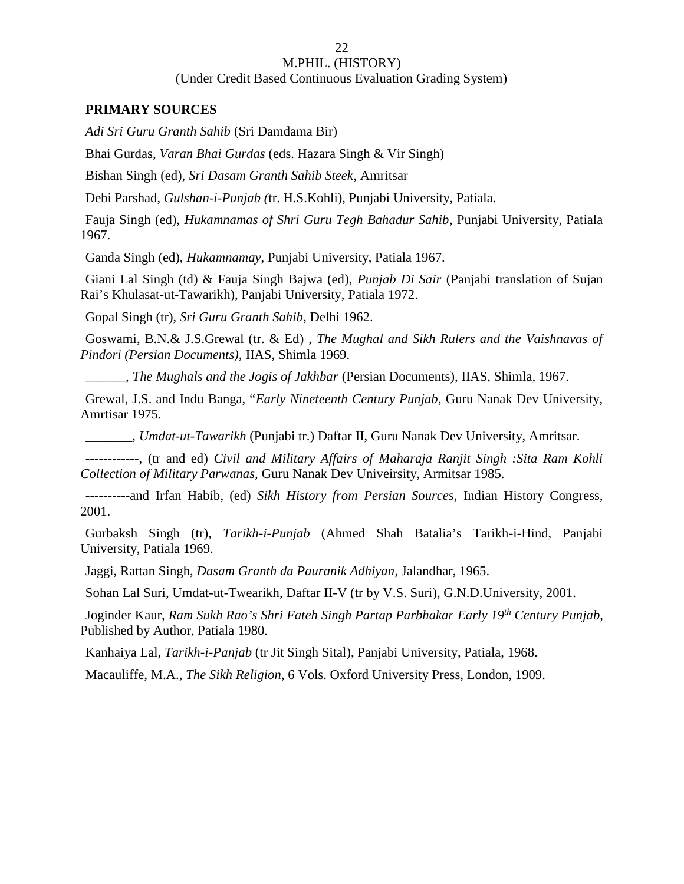**PRIMARY SOURCES**

*Adi Sri Guru Granth Sahib* (Sri Damdama Bir)

Bhai Gurdas, *Varan Bhai Gurdas* (eds. Hazara Singh & Vir Singh)

Bishan Singh (ed), *Sri Dasam Granth Sahib Steek*, Amritsar

Debi Parshad, *Gulshan-i-Punjab (*tr. H.S.Kohli), Punjabi University, Patiala.

Fauja Singh (ed), *Hukamnamas of Shri Guru Tegh Bahadur Sahib*, Punjabi University, Patiala 1967.

Ganda Singh (ed), *Hukamnamay*, Punjabi University, Patiala 1967.

Giani Lal Singh (td) & Fauja Singh Bajwa (ed), *Punjab Di Sair* (Panjabi translation of Sujan Rai's Khulasat-ut-Tawarikh), Panjabi University, Patiala 1972.

Gopal Singh (tr), *Sri Guru Granth Sahib*, Delhi 1962.

Goswami, B.N.& J.S.Grewal (tr. & Ed) , *The Mughal and Sikh Rulers and the Vaishnavas of Pindori (Persian Documents),* IIAS, Shimla 1969.

______, *The Mughals and the Jogis of Jakhbar* (Persian Documents), IIAS, Shimla, 1967.

Grewal, J.S. and Indu Banga, "*Early Nineteenth Century Punjab*, Guru Nanak Dev University, Amrtisar 1975.

_______, *Umdat-ut-Tawarikh* (Punjabi tr.) Daftar II, Guru Nanak Dev University, Amritsar.

------------, (tr and ed) *Civil and Military Affairs of Maharaja Ranjit Singh :Sita Ram Kohli Collection of Military Parwanas,* Guru Nanak Dev Univeirsity, Armitsar 1985.

----------and Irfan Habib, (ed) *Sikh History from Persian Sources*, Indian History Congress, 2001.

Gurbaksh Singh (tr), *Tarikh-i-Punjab* (Ahmed Shah Batalia's Tarikh-i-Hind, Panjabi University, Patiala 1969.

Jaggi, Rattan Singh, *Dasam Granth da Pauranik Adhiyan*, Jalandhar, 1965.

Sohan Lal Suri, Umdat-ut-Twearikh, Daftar II-V (tr by V.S. Suri), G.N.D.University, 2001.

Joginder Kaur, *Ram Sukh Rao's Shri Fateh Singh Partap Parbhakar Early 19th Century Punjab*, Published by Author, Patiala 1980.

Kanhaiya Lal, *Tarikh-i-Panjab* (tr Jit Singh Sital), Panjabi University, Patiala, 1968.

Macauliffe, M.A., *The Sikh Religion*, 6 Vols. Oxford University Press, London, 1909.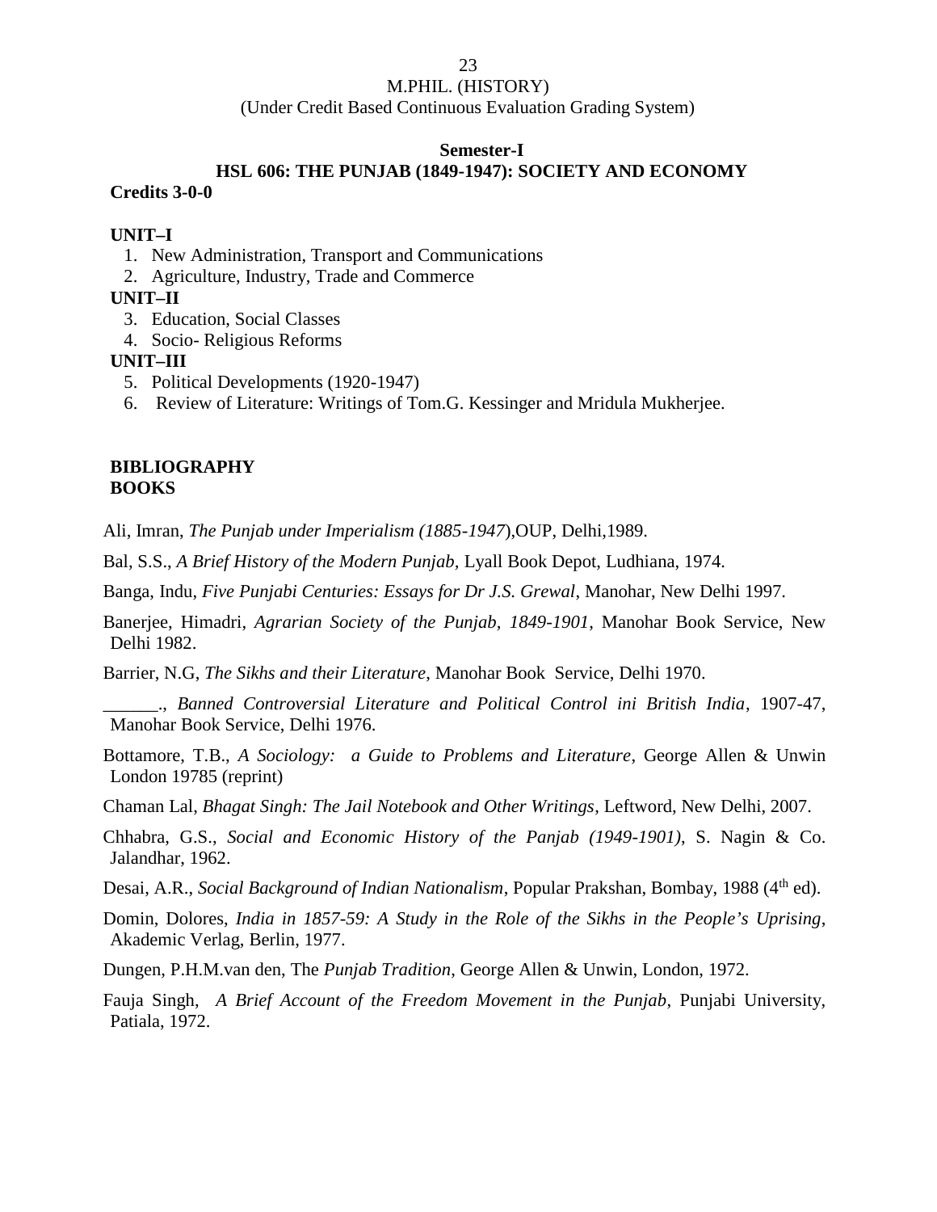M.PHIL. (HISTORY)
(Under Credit Based Continuous Evaluation Grading System)

**Semester-I**

## HSL 606: THE PUNJAB (1849-1947): SOCIETY AND ECONOMY

**Credits 3-0-0**

**UNIT–I**

1. New Administration, Transport and Communications
2. Agriculture, Industry, Trade and Commerce

**UNIT–II**

3. Education, Social Classes
4. Socio- Religious Reforms

**UNIT–III**

5. Political Developments (1920-1947)
6. Review of Literature: Writings of Tom.G. Kessinger and Mridula Mukherjee.

**BIBLIOGRAPHY**
**BOOKS**

Ali, Imran, *The Punjab under Imperialism (1885-1947*),OUP, Delhi,1989.

Bal, S.S., *A Brief History of the Modern Punjab*, Lyall Book Depot, Ludhiana, 1974.

Banga, Indu, *Five Punjabi Centuries: Essays for Dr J.S. Grewal*, Manohar, New Delhi 1997.

Banerjee, Himadri, *Agrarian Society of the Punjab, 1849-1901*, Manohar Book Service, New Delhi 1982.

Barrier, N.G, *The Sikhs and their Literature*, Manohar Book Service, Delhi 1970.

______., *Banned Controversial Literature and Political Control ini British India*, 1907-47, Manohar Book Service, Delhi 1976.

Bottamore, T.B., *A Sociology: a Guide to Problems and Literature*, George Allen & Unwin London 19785 (reprint)

Chaman Lal, *Bhagat Singh: The Jail Notebook and Other Writings*, Leftword, New Delhi, 2007.

Chhabra, G.S., *Social and Economic History of the Panjab (1949-1901)*, S. Nagin & Co. Jalandhar, 1962.

Desai, A.R., *Social Background of Indian Nationalism*, Popular Prakshan, Bombay, 1988 (4th ed).

Domin, Dolores, *India in 1857-59: A Study in the Role of the Sikhs in the People's Uprising*, Akademic Verlag, Berlin, 1977.

Dungen, P.H.M.van den, The *Punjab Tradition*, George Allen & Unwin, London, 1972.

Fauja Singh, *A Brief Account of the Freedom Movement in the Punjab*, Punjabi University, Patiala, 1972.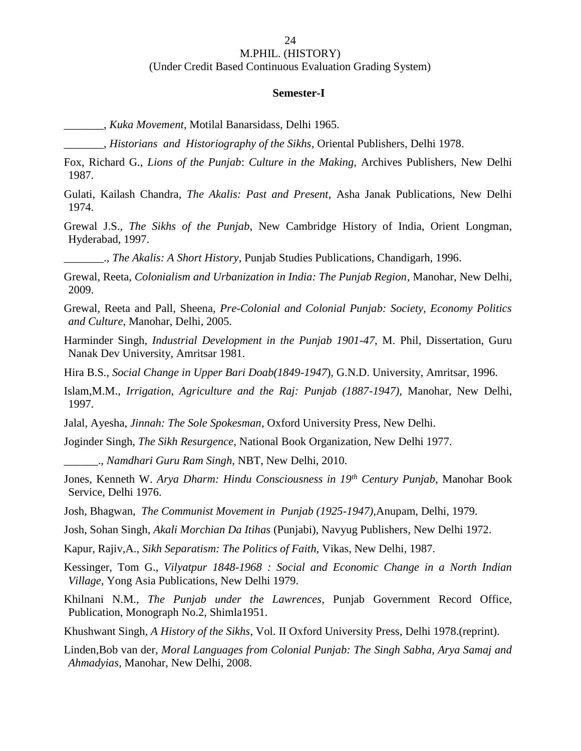M.PHIL. (HISTORY)
(Under Credit Based Continuous Evaluation Grading System)

**Semester-I**

_______, *Kuka Movement*, Motilal Banarsidass, Delhi 1965.

_______, *Historians and Historiography of the Sikhs*, Oriental Publishers, Delhi 1978.

Fox, Richard G., *Lions of the Punjab*: *Culture in the Making,* Archives Publishers, New Delhi 1987.

Gulati, Kailash Chandra, *The Akalis: Past and Present*, Asha Janak Publications, New Delhi 1974.

Grewal J.S., *The Sikhs of the Punjab*, New Cambridge History of India, Orient Longman, Hyderabad, 1997.

_______., *The Akalis: A Short History*, Punjab Studies Publications, Chandigarh, 1996.

Grewal, Reeta, *Colonialism and Urbanization in India: The Punjab Region*, Manohar, New Delhi, 2009.

Grewal, Reeta and Pall, Sheena, *Pre-Colonial and Colonial Punjab: Society, Economy Politics and Culture*, Manohar, Delhi, 2005.

Harminder Singh, *Industrial Development in the Punjab 1901-47*, M. Phil, Dissertation, Guru Nanak Dev University, Amritsar 1981.

Hira B.S., *Social Change in Upper Bari Doab(1849-1947*), G.N.D. University, Amritsar, 1996.

Islam,M.M., *Irrigation, Agriculture and the Raj: Punjab (1887-1947),* Manohar, New Delhi, 1997.

Jalal, Ayesha, *Jinnah: The Sole Spokesman*, Oxford University Press, New Delhi.

Joginder Singh, *The Sikh Resurgence*, National Book Organization, New Delhi 1977.

______., *Namdhari Guru Ram Singh*, NBT, New Delhi, 2010.

Jones, Kenneth W. *Arya Dharm: Hindu Consciousness in 19th Century Punjab*, Manohar Book Service, Delhi 1976.

Josh, Bhagwan, *The Communist Movement in Punjab (1925-1947),*Anupam, Delhi, 1979.

Josh, Sohan Singh, *Akali Morchian Da Itihas* (Punjabi), Navyug Publishers, New Delhi 1972.

Kapur, Rajiv,A., *Sikh Separatism: The Politics of Faith*, Vikas, New Delhi, 1987.

Kessinger, Tom G., *Vilyatpur 1848-1968 : Social and Economic Change in a North Indian Village,* Yong Asia Publications, New Delhi 1979.

Khilnani N.M., *The Punjab under the Lawrences*, Punjab Government Record Office, Publication, Monograph No.2, Shimla1951.

Khushwant Singh, *A History of the Sikhs*, Vol. II Oxford University Press, Delhi 1978.(reprint).

Linden,Bob van der, *Moral Languages from Colonial Punjab: The Singh Sabha, Arya Samaj and Ahmadyias*, Manohar, New Delhi, 2008.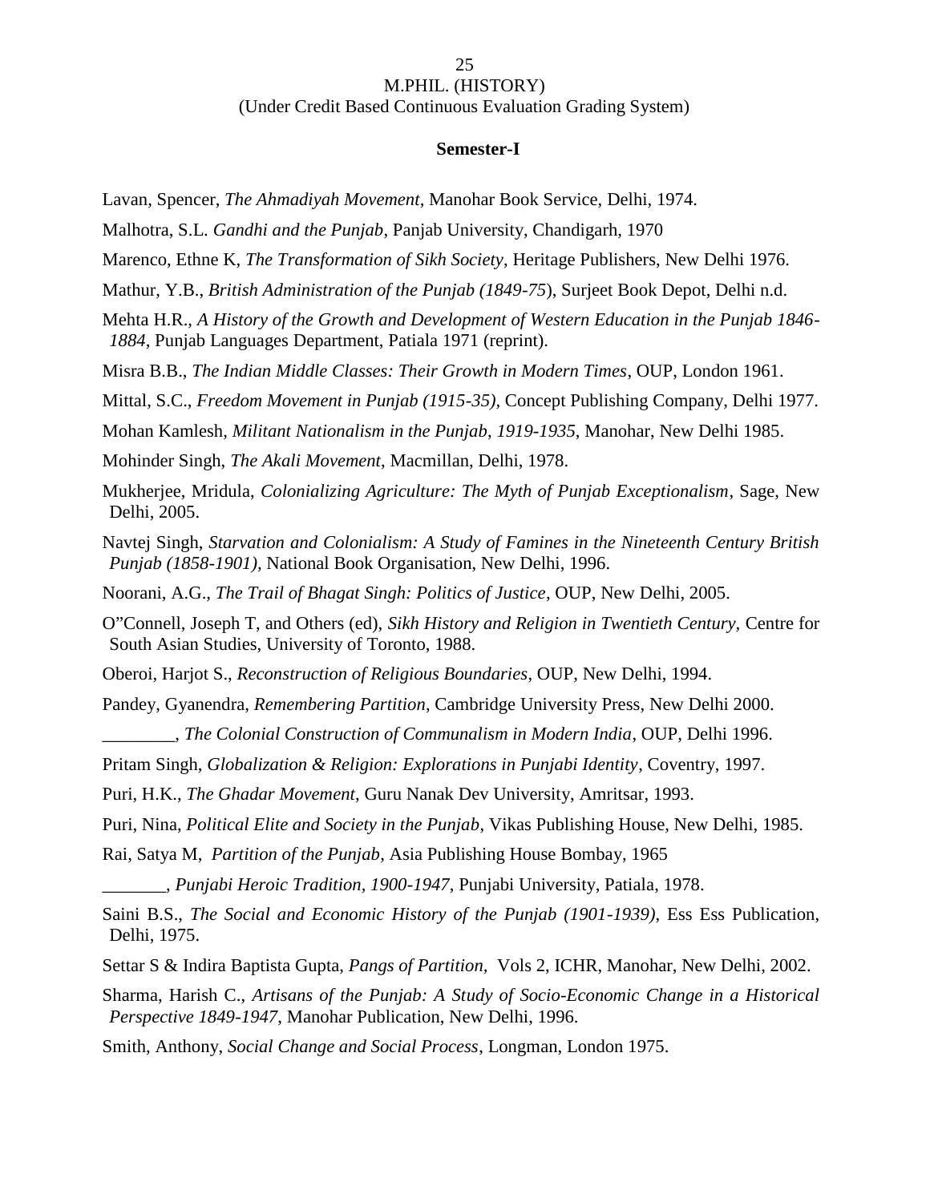M.PHIL. (HISTORY)
(Under Credit Based Continuous Evaluation Grading System)

**Semester-I**

Lavan, Spencer, *The Ahmadiyah Movement*, Manohar Book Service, Delhi, 1974.

Malhotra, S.L. *Gandhi and the Punjab*, Panjab University, Chandigarh, 1970

Marenco, Ethne K, *The Transformation of Sikh Society*, Heritage Publishers, New Delhi 1976.

Mathur, Y.B., *British Administration of the Punjab (1849-75*), Surjeet Book Depot, Delhi n.d.

Mehta H.R., *A History of the Growth and Development of Western Education in the Punjab 1846-1884*, Punjab Languages Department, Patiala 1971 (reprint).

Misra B.B., *The Indian Middle Classes: Their Growth in Modern Times*, OUP, London 1961.

Mittal, S.C., *Freedom Movement in Punjab (1915-35),* Concept Publishing Company, Delhi 1977.

Mohan Kamlesh, *Militant Nationalism in the Punjab, 1919-1935*, Manohar, New Delhi 1985.

Mohinder Singh, *The Akali Movement*, Macmillan, Delhi, 1978.

Mukherjee, Mridula, *Colonializing Agriculture: The Myth of Punjab Exceptionalism*, Sage, New Delhi, 2005.

Navtej Singh, *Starvation and Colonialism: A Study of Famines in the Nineteenth Century British Punjab (1858-1901)*, National Book Organisation, New Delhi, 1996.

Noorani, A.G., *The Trail of Bhagat Singh: Politics of Justice*, OUP, New Delhi, 2005.

O"Connell, Joseph T, and Others (ed), *Sikh History and Religion in Twentieth Century*, Centre for South Asian Studies, University of Toronto, 1988.

Oberoi, Harjot S., *Reconstruction of Religious Boundaries*, OUP, New Delhi, 1994.

Pandey, Gyanendra, *Remembering Partition*, Cambridge University Press, New Delhi 2000.

________, *The Colonial Construction of Communalism in Modern India*, OUP, Delhi 1996.

Pritam Singh, *Globalization & Religion: Explorations in Punjabi Identity*, Coventry, 1997.

Puri, H.K., *The Ghadar Movement*, Guru Nanak Dev University, Amritsar, 1993.

Puri, Nina, *Political Elite and Society in the Punjab*, Vikas Publishing House, New Delhi, 1985.

Rai, Satya M, *Partition of the Punjab*, Asia Publishing House Bombay, 1965

_______, *Punjabi Heroic Tradition, 1900-1947*, Punjabi University, Patiala, 1978.

Saini B.S., *The Social and Economic History of the Punjab (1901-1939)*, Ess Ess Publication, Delhi, 1975.

Settar S & Indira Baptista Gupta, *Pangs of Partition,* Vols 2, ICHR, Manohar, New Delhi, 2002.

Sharma, Harish C., *Artisans of the Punjab: A Study of Socio-Economic Change in a Historical Perspective 1849-1947*, Manohar Publication, New Delhi, 1996.

Smith, Anthony, *Social Change and Social Process*, Longman, London 1975.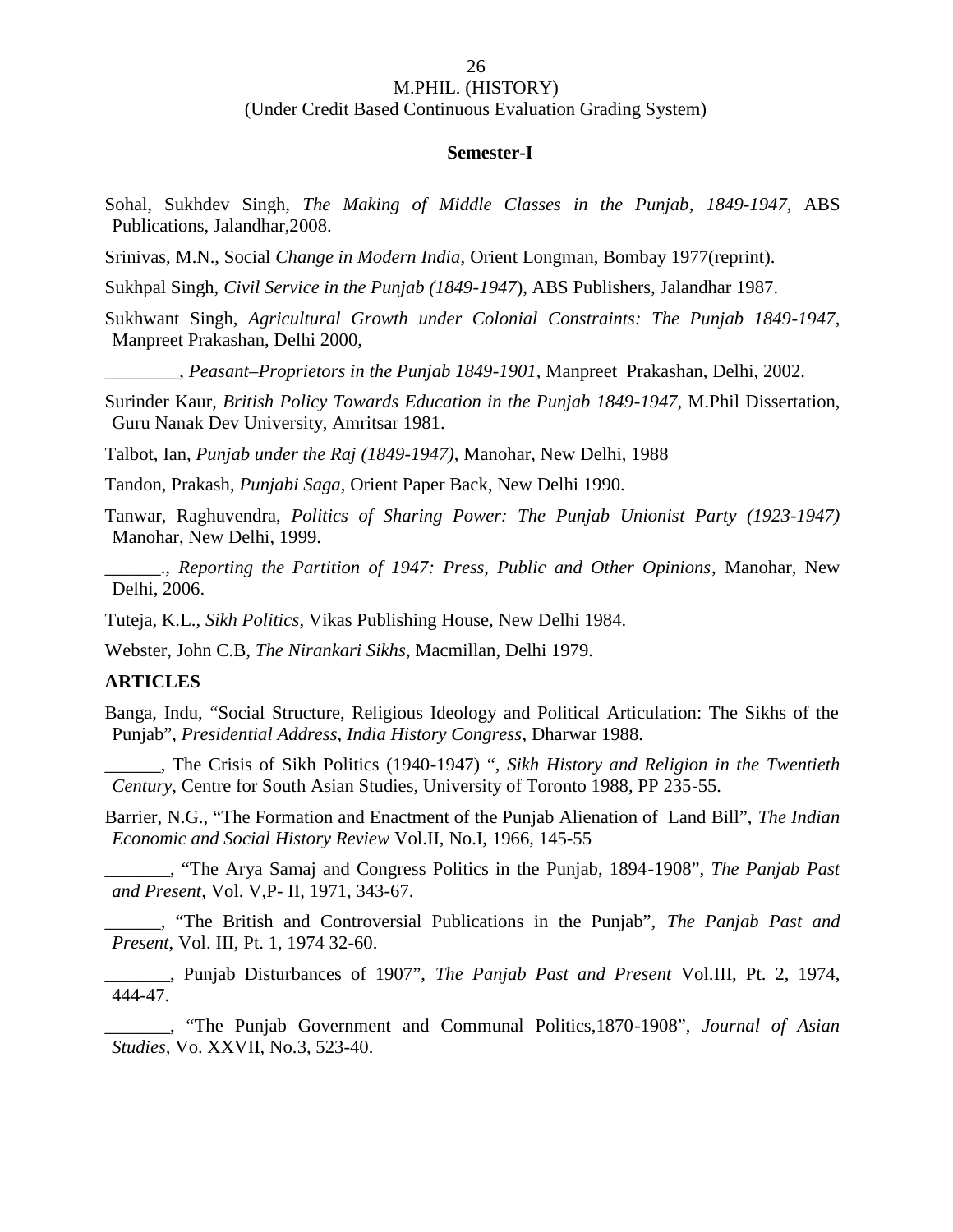M.PHIL. (HISTORY)
(Under Credit Based Continuous Evaluation Grading System)

**Semester-I**

Sohal, Sukhdev Singh, *The Making of Middle Classes in the Punjab, 1849-1947*, ABS Publications, Jalandhar,2008.

Srinivas, M.N., Social *Change in Modern India*, Orient Longman, Bombay 1977(reprint).

Sukhpal Singh, *Civil Service in the Punjab (1849-1947*), ABS Publishers, Jalandhar 1987.

Sukhwant Singh, *Agricultural Growth under Colonial Constraints: The Punjab 1849-1947*, Manpreet Prakashan, Delhi 2000,

________, *Peasant–Proprietors in the Punjab 1849-1901*, Manpreet Prakashan, Delhi, 2002.

Surinder Kaur, *British Policy Towards Education in the Punjab 1849-1947*, M.Phil Dissertation, Guru Nanak Dev University, Amritsar 1981.

Talbot, Ian, *Punjab under the Raj (1849-1947)*, Manohar, New Delhi, 1988

Tandon, Prakash, *Punjabi Saga*, Orient Paper Back, New Delhi 1990.

Tanwar, Raghuvendra, *Politics of Sharing Power: The Punjab Unionist Party (1923-1947)* Manohar, New Delhi, 1999.

______., *Reporting the Partition of 1947: Press, Public and Other Opinions*, Manohar, New Delhi, 2006.

Tuteja, K.L., *Sikh Politics*, Vikas Publishing House, New Delhi 1984.

Webster, John C.B, *The Nirankari Sikhs*, Macmillan, Delhi 1979.

**ARTICLES**

Banga, Indu, "Social Structure, Religious Ideology and Political Articulation: The Sikhs of the Punjab", *Presidential Address, India History Congress*, Dharwar 1988.

______, The Crisis of Sikh Politics (1940-1947) ", *Sikh History and Religion in the Twentieth Century*, Centre for South Asian Studies, University of Toronto 1988, PP 235-55.

Barrier, N.G., "The Formation and Enactment of the Punjab Alienation of Land Bill", *The Indian Economic and Social History Review* Vol.II, No.I, 1966, 145-55

_______, "The Arya Samaj and Congress Politics in the Punjab, 1894-1908", *The Panjab Past and Present,* Vol. V,P- II, 1971, 343-67.

______, "The British and Controversial Publications in the Punjab", *The Panjab Past and Present*, Vol. III, Pt. 1, 1974 32-60.

_______, Punjab Disturbances of 1907", *The Panjab Past and Present* Vol.III, Pt. 2, 1974, 444-47.

_______, "The Punjab Government and Communal Politics,1870-1908", *Journal of Asian Studies,* Vo. XXVII, No.3, 523-40.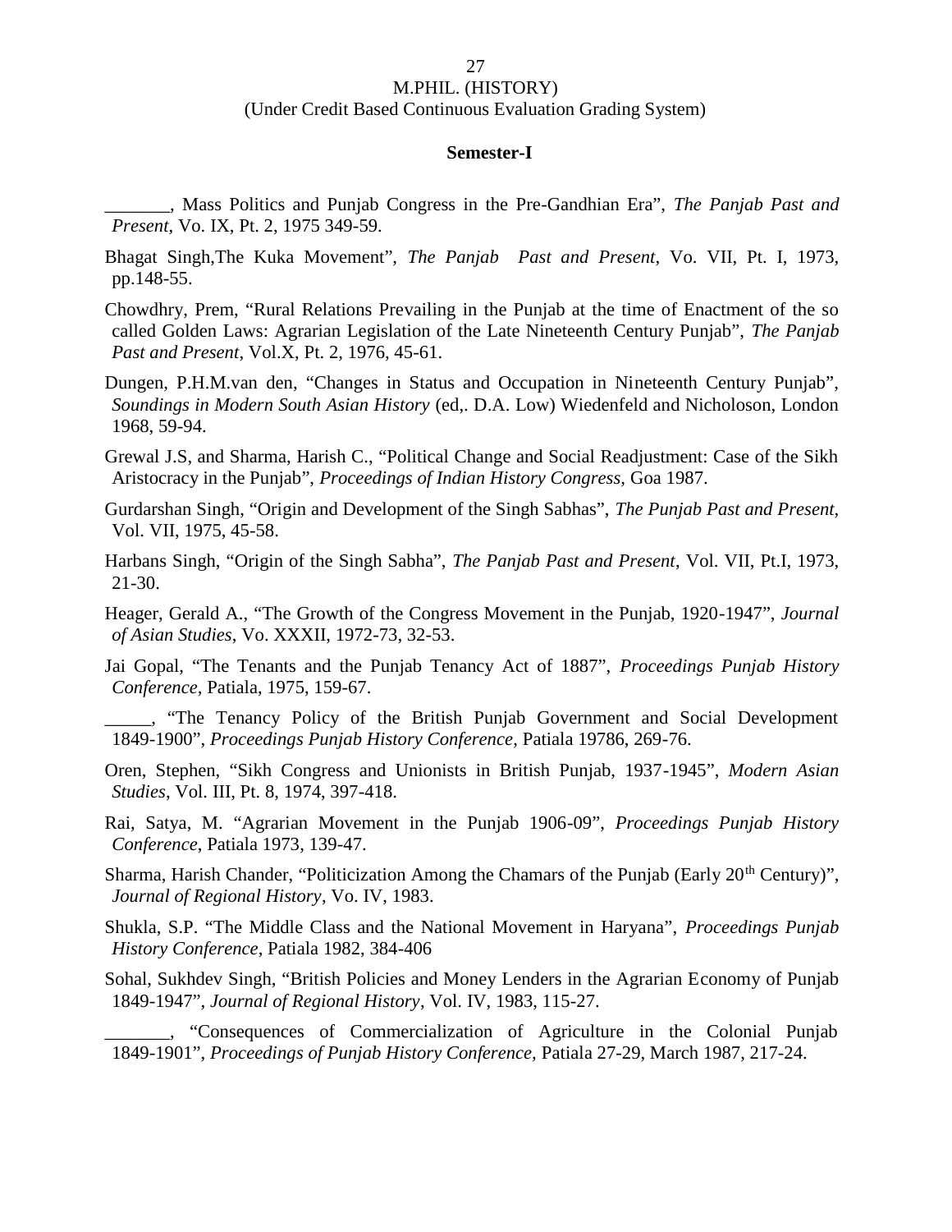# M.PHIL. (HISTORY)

(Under Credit Based Continuous Evaluation Grading System)

**Semester-I**

_______, Mass Politics and Punjab Congress in the Pre-Gandhian Era", *The Panjab Past and Present*, Vo. IX, Pt. 2, 1975 349-59.

Bhagat Singh,The Kuka Movement", *The Panjab Past and Present*, Vo. VII, Pt. I, 1973, pp.148-55.

Chowdhry, Prem, "Rural Relations Prevailing in the Punjab at the time of Enactment of the so called Golden Laws: Agrarian Legislation of the Late Nineteenth Century Punjab", *The Panjab Past and Present*, Vol.X, Pt. 2, 1976, 45-61.

Dungen, P.H.M.van den, "Changes in Status and Occupation in Nineteenth Century Punjab", *Soundings in Modern South Asian History* (ed,. D.A. Low) Wiedenfeld and Nicholoson, London 1968, 59-94.

Grewal J.S, and Sharma, Harish C., "Political Change and Social Readjustment: Case of the Sikh Aristocracy in the Punjab", *Proceedings of Indian History Congress,* Goa 1987.

Gurdarshan Singh, "Origin and Development of the Singh Sabhas", *The Punjab Past and Present,* Vol. VII, 1975, 45-58.

Harbans Singh, "Origin of the Singh Sabha", *The Panjab Past and Present*, Vol. VII, Pt.I, 1973, 21-30.

Heager, Gerald A., "The Growth of the Congress Movement in the Punjab, 1920-1947", *Journal of Asian Studies*, Vo. XXXII, 1972-73, 32-53.

Jai Gopal, "The Tenants and the Punjab Tenancy Act of 1887", *Proceedings Punjab History Conference,* Patiala, 1975, 159-67.

_____, "The Tenancy Policy of the British Punjab Government and Social Development 1849-1900", *Proceedings Punjab History Conference*, Patiala 19786, 269-76.

Oren, Stephen, "Sikh Congress and Unionists in British Punjab, 1937-1945", *Modern Asian Studies*, Vol. III, Pt. 8, 1974, 397-418.

Rai, Satya, M. "Agrarian Movement in the Punjab 1906-09", *Proceedings Punjab History Conference*, Patiala 1973, 139-47.

Sharma, Harish Chander, "Politicization Among the Chamars of the Punjab (Early 20th Century)", *Journal of Regional History*, Vo. IV, 1983.

Shukla, S.P. "The Middle Class and the National Movement in Haryana", *Proceedings Punjab History Conference,* Patiala 1982, 384-406

Sohal, Sukhdev Singh, "British Policies and Money Lenders in the Agrarian Economy of Punjab 1849-1947", *Journal of Regional History*, Vol. IV, 1983, 115-27.

_______, "Consequences of Commercialization of Agriculture in the Colonial Punjab 1849-1901", *Proceedings of Punjab History Conference,* Patiala 27-29, March 1987, 217-24.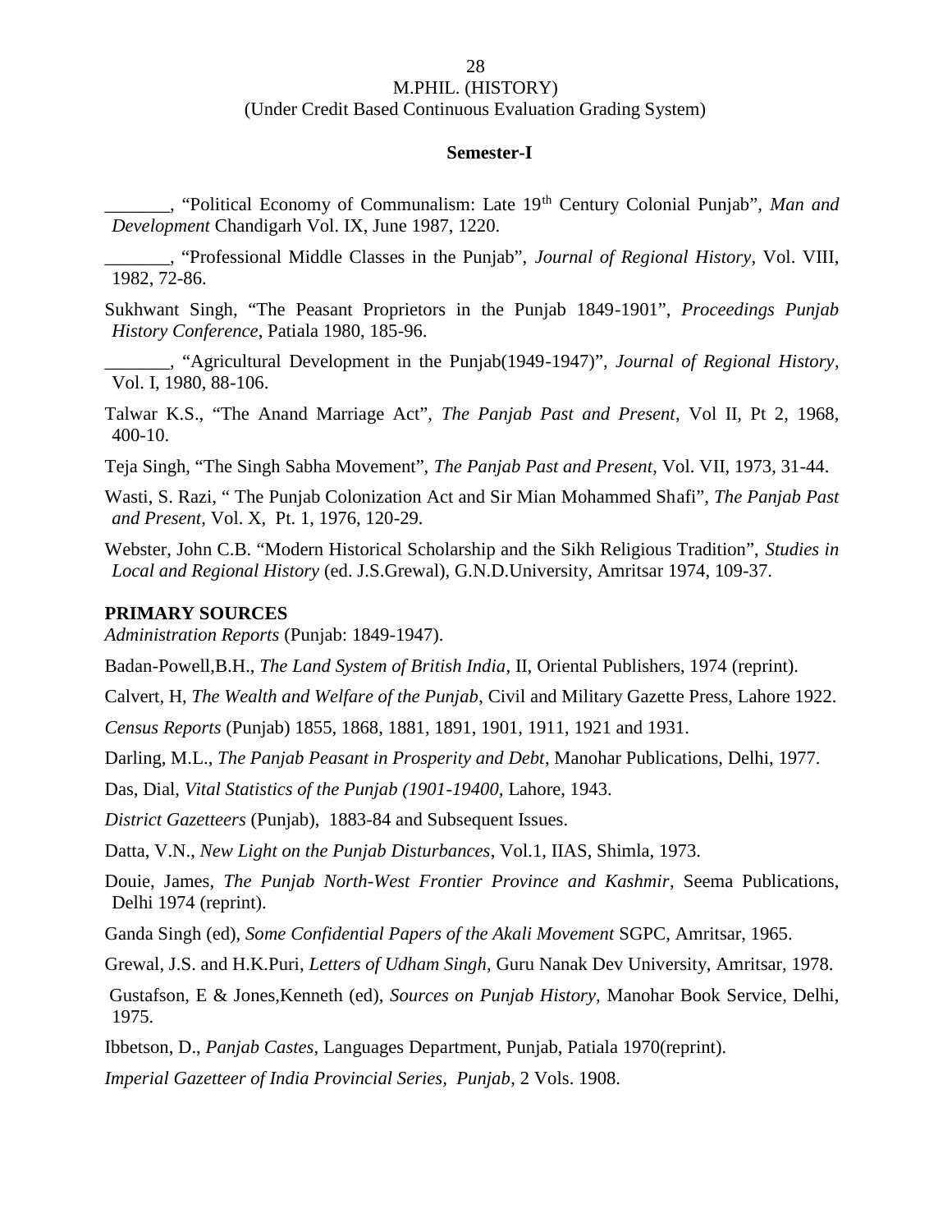M.PHIL. (HISTORY)
(Under Credit Based Continuous Evaluation Grading System)

**Semester-I**

_______, "Political Economy of Communalism: Late 19th Century Colonial Punjab", *Man and Development* Chandigarh Vol. IX, June 1987, 1220.

_______, "Professional Middle Classes in the Punjab", *Journal of Regional History*, Vol. VIII, 1982, 72-86.

Sukhwant Singh, "The Peasant Proprietors in the Punjab 1849-1901", *Proceedings Punjab History Conference*, Patiala 1980, 185-96.

_______, "Agricultural Development in the Punjab(1949-1947)", *Journal of Regional History*, Vol. I, 1980, 88-106.

Talwar K.S., "The Anand Marriage Act", *The Panjab Past and Present*, Vol II, Pt 2, 1968, 400-10.

Teja Singh, "The Singh Sabha Movement", *The Panjab Past and Present*, Vol. VII, 1973, 31-44.

Wasti, S. Razi, " The Punjab Colonization Act and Sir Mian Mohammed Shafi", *The Panjab Past and Present*, Vol. X, Pt. 1, 1976, 120-29.

Webster, John C.B. "Modern Historical Scholarship and the Sikh Religious Tradition", *Studies in Local and Regional History* (ed. J.S.Grewal), G.N.D.University, Amritsar 1974, 109-37.

**PRIMARY SOURCES**

*Administration Reports* (Punjab: 1849-1947).

Badan-Powell,B.H., *The Land System of British India*, II, Oriental Publishers, 1974 (reprint).

Calvert, H, *The Wealth and Welfare of the Punjab*, Civil and Military Gazette Press, Lahore 1922.

*Census Reports* (Punjab) 1855, 1868, 1881, 1891, 1901, 1911, 1921 and 1931.

Darling, M.L., *The Panjab Peasant in Prosperity and Debt*, Manohar Publications, Delhi, 1977.

Das, Dial, *Vital Statistics of the Punjab (1901-19400*, Lahore, 1943.

*District Gazetteers* (Punjab), 1883-84 and Subsequent Issues.

Datta, V.N., *New Light on the Punjab Disturbances*, Vol.1, IIAS, Shimla, 1973.

Douie, James, *The Punjab North-West Frontier Province and Kashmir*, Seema Publications, Delhi 1974 (reprint).

Ganda Singh (ed), *Some Confidential Papers of the Akali Movement* SGPC, Amritsar, 1965.

Grewal, J.S. and H.K.Puri, *Letters of Udham Singh*, Guru Nanak Dev University, Amritsar, 1978.

Gustafson, E & Jones,Kenneth (ed), *Sources on Punjab History*, Manohar Book Service, Delhi, 1975.

Ibbetson, D., *Panjab Castes*, Languages Department, Punjab, Patiala 1970(reprint).

*Imperial Gazetteer of India Provincial Series, Punjab*, 2 Vols. 1908.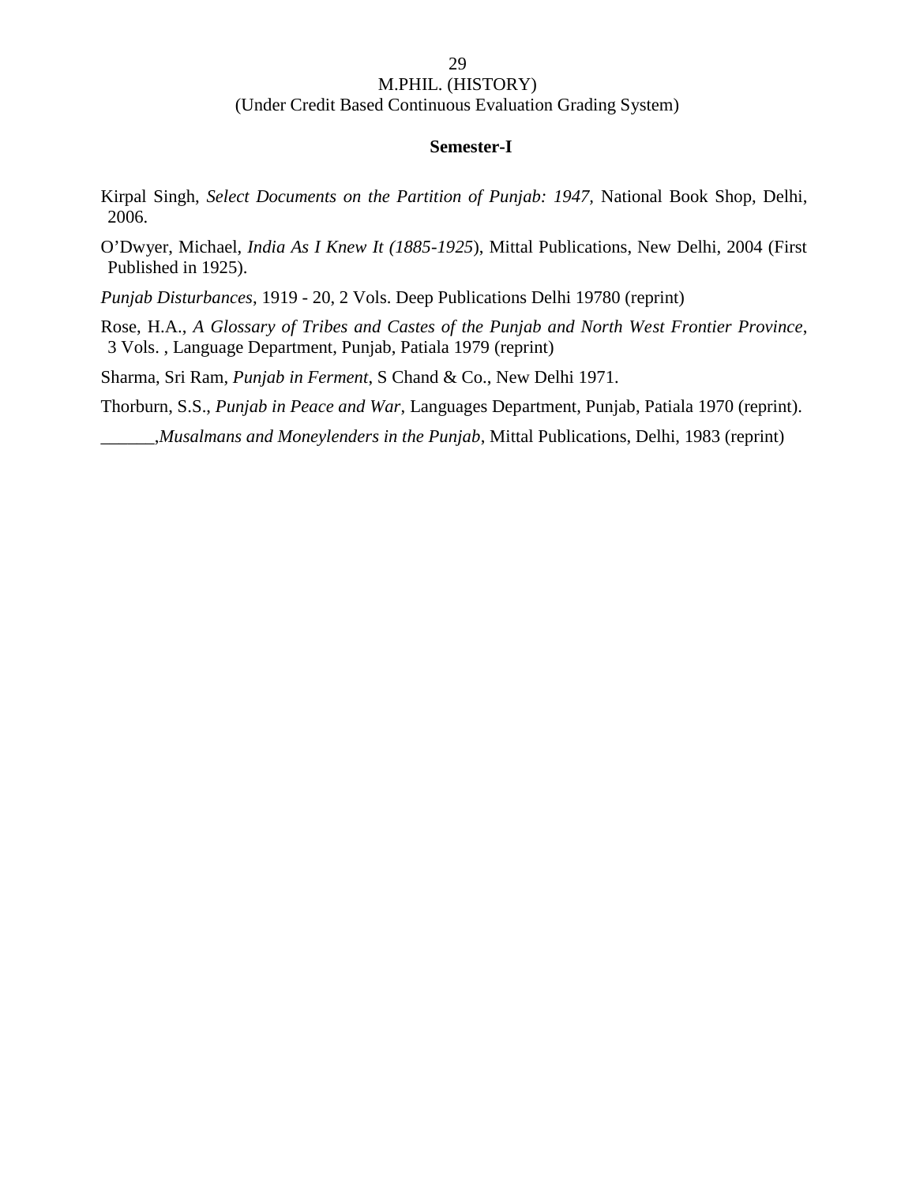**Semester-I**

Kirpal Singh, *Select Documents on the Partition of Punjab: 1947,* National Book Shop, Delhi, 2006.

O'Dwyer, Michael, *India As I Knew It (1885-1925*), Mittal Publications, New Delhi, 2004 (First Published in 1925).

*Punjab Disturbances*, 1919 - 20, 2 Vols. Deep Publications Delhi 19780 (reprint)

Rose, H.A., *A Glossary of Tribes and Castes of the Punjab and North West Frontier Province*, 3 Vols. , Language Department, Punjab, Patiala 1979 (reprint)

Sharma, Sri Ram, *Punjab in Ferment*, S Chand & Co., New Delhi 1971.

Thorburn, S.S., *Punjab in Peace and War*, Languages Department, Punjab, Patiala 1970 (reprint).

______,*Musalmans and Moneylenders in the Punjab*, Mittal Publications, Delhi, 1983 (reprint)